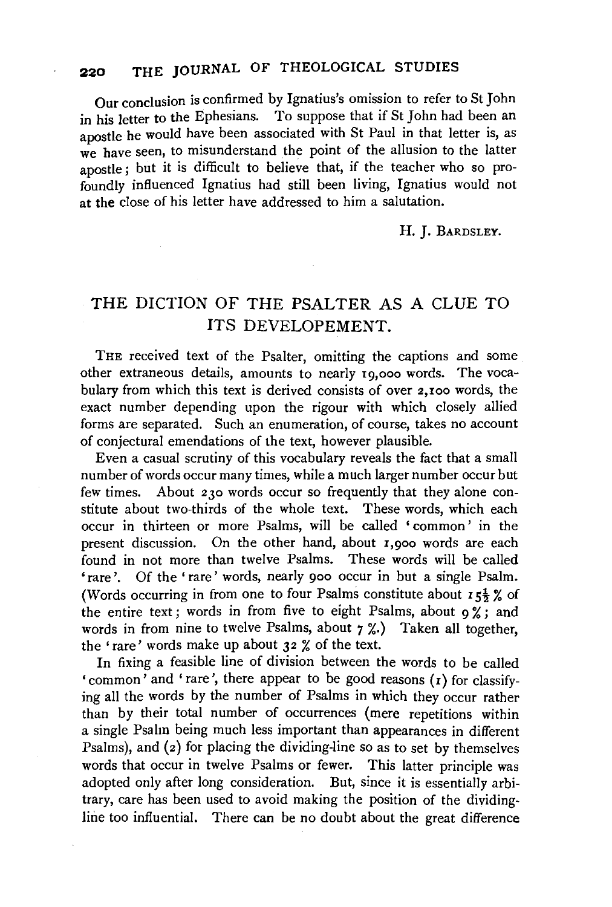Our conclusion is confirmed by Ignatius's omission to refer to St John in his letter to the Ephesians. To suppose that if St John had been an apostle he would have been associated with St Paul in that letter is, as we have seen, to misunderstand the point of the allusion to the latter apostle; but it is difficult to believe that, if the teacher who so profoundly influenced Ignatius had still been living, Ignatius would not at the close of his letter have addressed to him a salutation.

H. J. Bardsley.

## THE DICTION OF THE PSALTER AS A CLUE TO ITS DEVELOPEMENT.

The received text of the Psalter, omitting the captions and some other extraneous details, amounts to nearly 19,000 words. The vocabulary from which this text is derived consists of over 2,100 words, the exact number depending upon the rigour with which closely allied forms are separated. Such an enumeration, of course, takes no account of conjectural emendations of the text, however plausible.

Even a casual scrutiny of this vocabulary reveals the fact that a small number of words occur many times, while a much larger number occur but few times. About 230 words occur so frequently that they alone constitute about two-thirds of the whole text. These words, which each occur in thirteen or more Psalms, will be called 'common' in the present discussion. On the other hand, about 1,900 words are each found in not more than twelve Psalms. These words will be called 'rare'. Of the 'rare' words, nearly 900 occur in but a single Psalm. (Words occurring in from one to four Psalms constitute about 15½ % of the entire text; words in from five to eight Psalms, about 9 %; and words in from nine to twelve Psalms, about 7 %.) Taken all together, the 'rare' words make up about 32 % of the text.

In fixing a feasible line of division between the words to be called 'common' and 'rare', there appear to be good reasons (1) for classifying all the words by the number of Psalms in which they occur rather than by their total number of occurrences (mere repetitions within a single Psalm being much less important than appearances in different Psalms), and (2) for placing the dividing-line so as to set by themselves words that occur in twelve Psalms or fewer. This latter principle was adopted only after long consideration. But, since it is essentially arbitrary, care has been used to avoid making the position of the dividing-line too influential. There can be no doubt about the great difference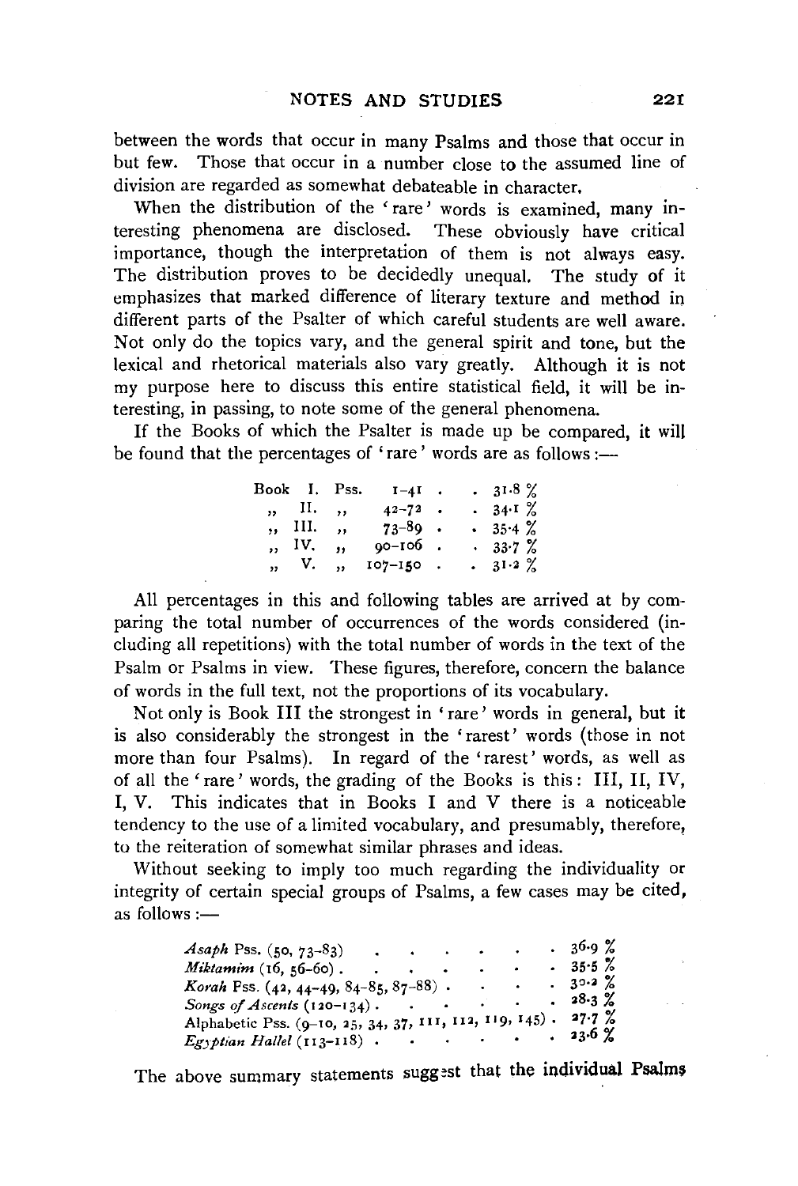between the words that occur in many Psalms and those that occur in but few. Those that occur in a number close to the assumed line of division are regarded as somewhat debateable in character.

When the distribution of the 'rare' words is examined, many interesting phenomena are disclosed. These obviously have critical importance, though the interpretation of them is not always easy. The distribution proves to be decidedly unequal. The study of it emphasizes that marked difference of literary texture and method in different parts of the Psalter of which careful students are well aware. Not only do the topics vary, and the general spirit and tone, but the lexical and rhetorical materials also vary greatly. Although it is not my purpose here to discuss this entire statistical field, it will be interesting, in passing, to note some of the general phenomena.

If the Books of which the Psalter is made up be compared, it will be found that the percentages of 'rare' words are as follows:—

| | | | |
|---|---|---|---|
| Book I. | Pss. | 1–41 | 31·8 % |
| ,, II. | ,, | 42–72 | 34·1 % |
| ,, III. | ,, | 73–89 | 35·4 % |
| ,, IV. | ,, | 90–106 | 33·7 % |
| ,, V. | ,, | 107–150 | 31·2 % |

All percentages in this and following tables are arrived at by comparing the total number of occurrences of the words considered (including all repetitions) with the total number of words in the text of the Psalm or Psalms in view. These figures, therefore, concern the balance of words in the full text, not the proportions of its vocabulary.

Not only is Book III the strongest in 'rare' words in general, but it is also considerably the strongest in the 'rarest' words (those in not more than four Psalms). In regard of the 'rarest' words, as well as of all the 'rare' words, the grading of the Books is this: III, II, IV, I, V. This indicates that in Books I and V there is a noticeable tendency to the use of a limited vocabulary, and presumably, therefore, to the reiteration of somewhat similar phrases and ideas.

Without seeking to imply too much regarding the individuality or integrity of certain special groups of Psalms, a few cases may be cited, as follows:—

| | |
|---|---|
| *Asaph* Pss. (50, 73–83) | 36·9 % |
| *Miktamim* (16, 56–60) | 35·5 % |
| *Korah* Pss. (42, 44–49, 84–85, 87–88) | 30·2 % |
| *Songs of Ascents* (120–134) | 28·3 % |
| Alphabetic Pss. (9–10, 25, 34, 37, 111, 112, 119, 145) | 27·7 % |
| *Egyptian Hallel* (113–118) | 23·6 % |

The above summary statements suggest that the individual Psalms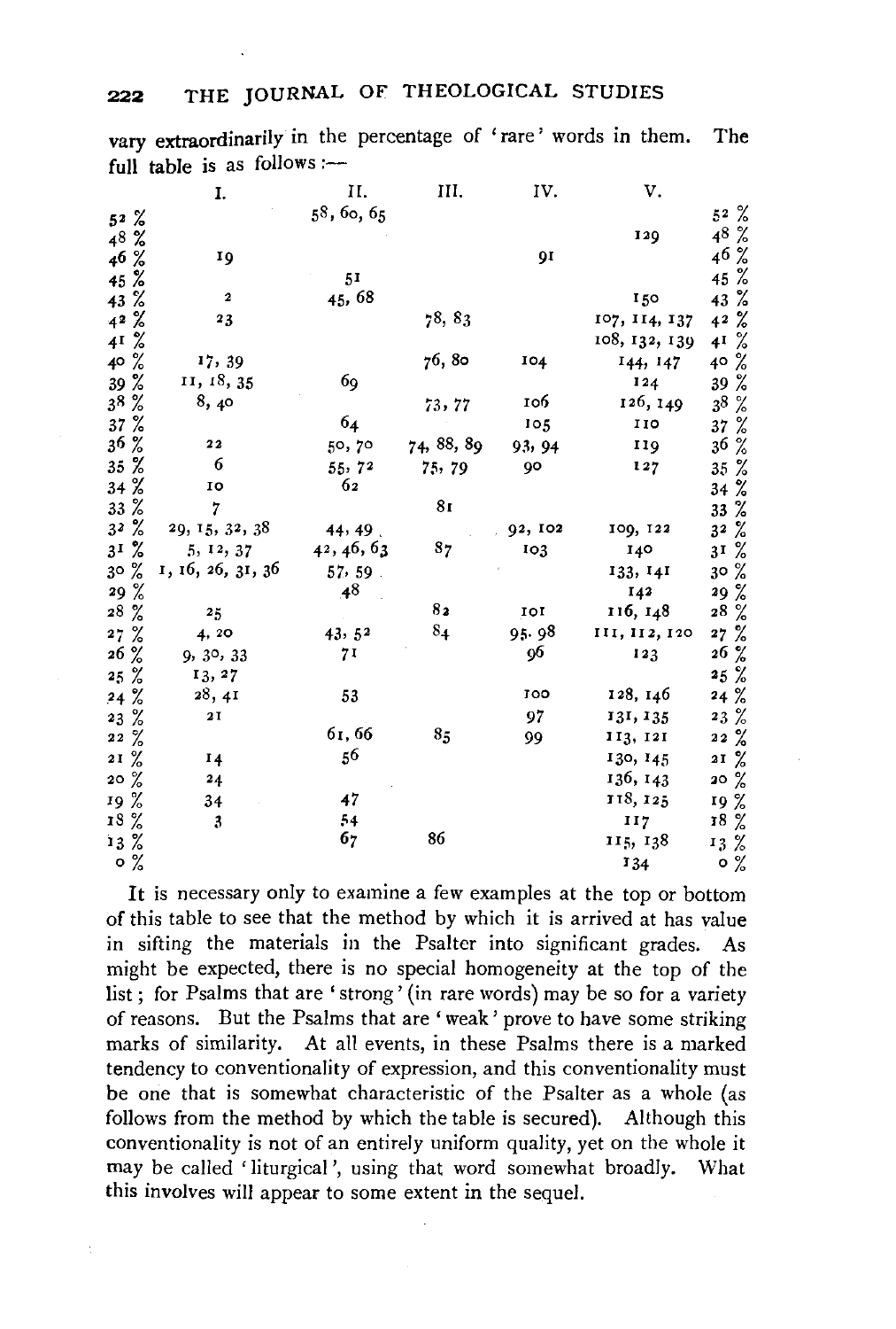vary extraordinarily in the percentage of 'rare' words in them. The full table is as follows:—

| | I. | II. | III. | IV. | V. | |
|---|---|---|---|---|---|---|
| 52 % | | 58, 60, 65 | | | | 52 % |
| 48 % | | | | | 129 | 48 % |
| 46 % | 19 | | | 91 | | 46 % |
| 45 % | | 51 | | | | 45 % |
| 43 % | 2 | 45, 68 | | | 150 | 43 % |
| 42 % | 23 | | 78, 83 | | 107, 114, 137 | 42 % |
| 41 % | | | | | 108, 132, 139 | 41 % |
| 40 % | 17, 39 | | 76, 80 | 104 | 144, 147 | 40 % |
| 39 % | 11, 18, 35 | 69 | | | 124 | 39 % |
| 38 % | 8, 40 | | 73, 77 | 106 | 126, 149 | 38 % |
| 37 % | | 64 | | 105 | 110 | 37 % |
| 36 % | 22 | 50, 70 | 74, 88, 89 | 93, 94 | 119 | 36 % |
| 35 % | 6 | 55, 72 | 75, 79 | 90 | 127 | 35 % |
| 34 % | 10 | 62 | | | | 34 % |
| 33 % | 7 | | 81 | | | 33 % |
| 32 % | 29, 15, 32, 38 | 44, 49 | | 92, 102 | 109, 122 | 32 % |
| 31 % | 5, 12, 37 | 42, 46, 63 | 87 | 103 | 140 | 31 % |
| 30 % | 1, 16, 26, 31, 36 | 57, 59 | | | 133, 141 | 30 % |
| 29 % | | 48 | | | 142 | 29 % |
| 28 % | 25 | | 82 | 101 | 116, 148 | 28 % |
| 27 % | 4, 20 | 43, 52 | 84 | 95, 98 | 111, 112, 120 | 27 % |
| 26 % | 9, 30, 33 | 71 | | 96 | 123 | 26 % |
| 25 % | 13, 27 | | | | | 25 % |
| 24 % | 28, 41 | 53 | | 100 | 128, 146 | 24 % |
| 23 % | 21 | | | 97 | 131, 135 | 23 % |
| 22 % | | 61, 66 | 85 | 99 | 113, 121 | 22 % |
| 21 % | 14 | 56 | | | 130, 145 | 21 % |
| 20 % | 24 | | | | 136, 143 | 20 % |
| 19 % | 34 | 47 | | | 118, 125 | 19 % |
| 18 % | 3 | 54 | | | 117 | 18 % |
| 13 % | | 67 | 86 | | 115, 138 | 13 % |
| 0 % | | | | | 134 | 0 % |

It is necessary only to examine a few examples at the top or bottom of this table to see that the method by which it is arrived at has value in sifting the materials in the Psalter into significant grades. As might be expected, there is no special homogeneity at the top of the list; for Psalms that are 'strong' (in rare words) may be so for a variety of reasons. But the Psalms that are 'weak' prove to have some striking marks of similarity. At all events, in these Psalms there is a marked tendency to conventionality of expression, and this conventionality must be one that is somewhat characteristic of the Psalter as a whole (as follows from the method by which the table is secured). Although this conventionality is not of an entirely uniform quality, yet on the whole it may be called 'liturgical', using that word somewhat broadly. What this involves will appear to some extent in the sequel.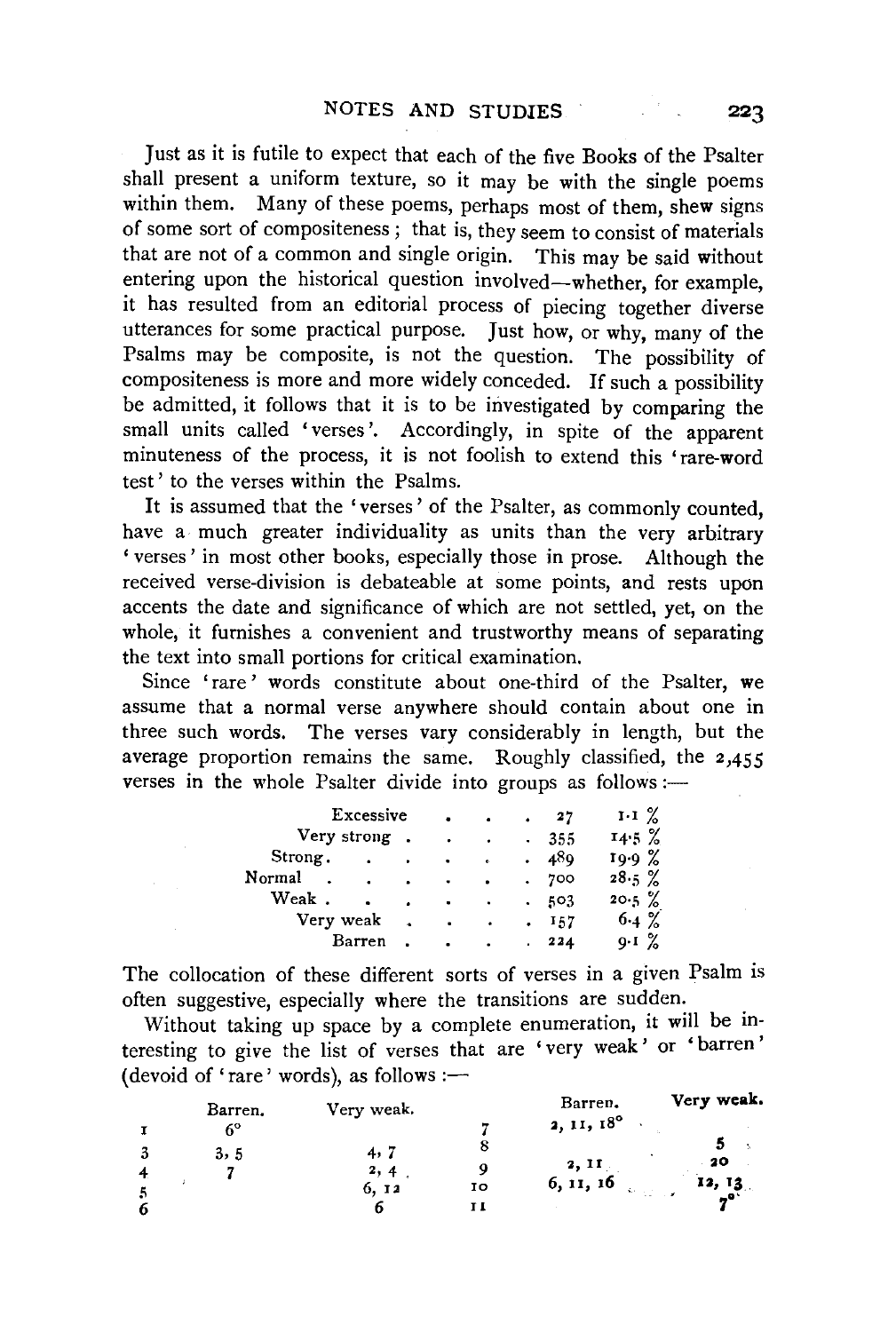Just as it is futile to expect that each of the five Books of the Psalter shall present a uniform texture, so it may be with the single poems within them. Many of these poems, perhaps most of them, shew signs of some sort of compositeness; that is, they seem to consist of materials that are not of a common and single origin. This may be said without entering upon the historical question involved—whether, for example, it has resulted from an editorial process of piecing together diverse utterances for some practical purpose. Just how, or why, many of the Psalms may be composite, is not the question. The possibility of compositeness is more and more widely conceded. If such a possibility be admitted, it follows that it is to be investigated by comparing the small units called 'verses'. Accordingly, in spite of the apparent minuteness of the process, it is not foolish to extend this 'rare-word test' to the verses within the Psalms.

It is assumed that the 'verses' of the Psalter, as commonly counted, have a much greater individuality as units than the very arbitrary 'verses' in most other books, especially those in prose. Although the received verse-division is debateable at some points, and rests upon accents the date and significance of which are not settled, yet, on the whole, it furnishes a convenient and trustworthy means of separating the text into small portions for critical examination.

Since 'rare' words constitute about one-third of the Psalter, we assume that a normal verse anywhere should contain about one in three such words. The verses vary considerably in length, but the average proportion remains the same. Roughly classified, the 2,455 verses in the whole Psalter divide into groups as follows:—

| | | |
|---|---|---|
| Excessive | 27 | 1·1 % |
| Very strong | 355 | 14·5 % |
| Strong | 489 | 19·9 % |
| Normal | 700 | 28·5 % |
| Weak | 503 | 20·5 % |
| Very weak | 157 | 6·4 % |
| Barren | 224 | 9·1 % |

The collocation of these different sorts of verses in a given Psalm is often suggestive, especially where the transitions are sudden.

Without taking up space by a complete enumeration, it will be interesting to give the list of verses that are 'very weak' or 'barren' (devoid of 'rare' words), as follows:—

| | Barren. | Very weak. | | Barren. | Very weak. |
|---|---|---|---|---|---|
| 1 | 6° | | 7 | 2, 11, 18° | |
| 3 | 3, 5 | 4, 7 | 8 | | 5 |
| 4 | 7 | 2, 4 | 9 | 2, 11 | 20 |
| 5 | | 6, 12 | 10 | 6, 11, 16 | 12, 13 |
| 6 | | 6 | 11 | | 7° |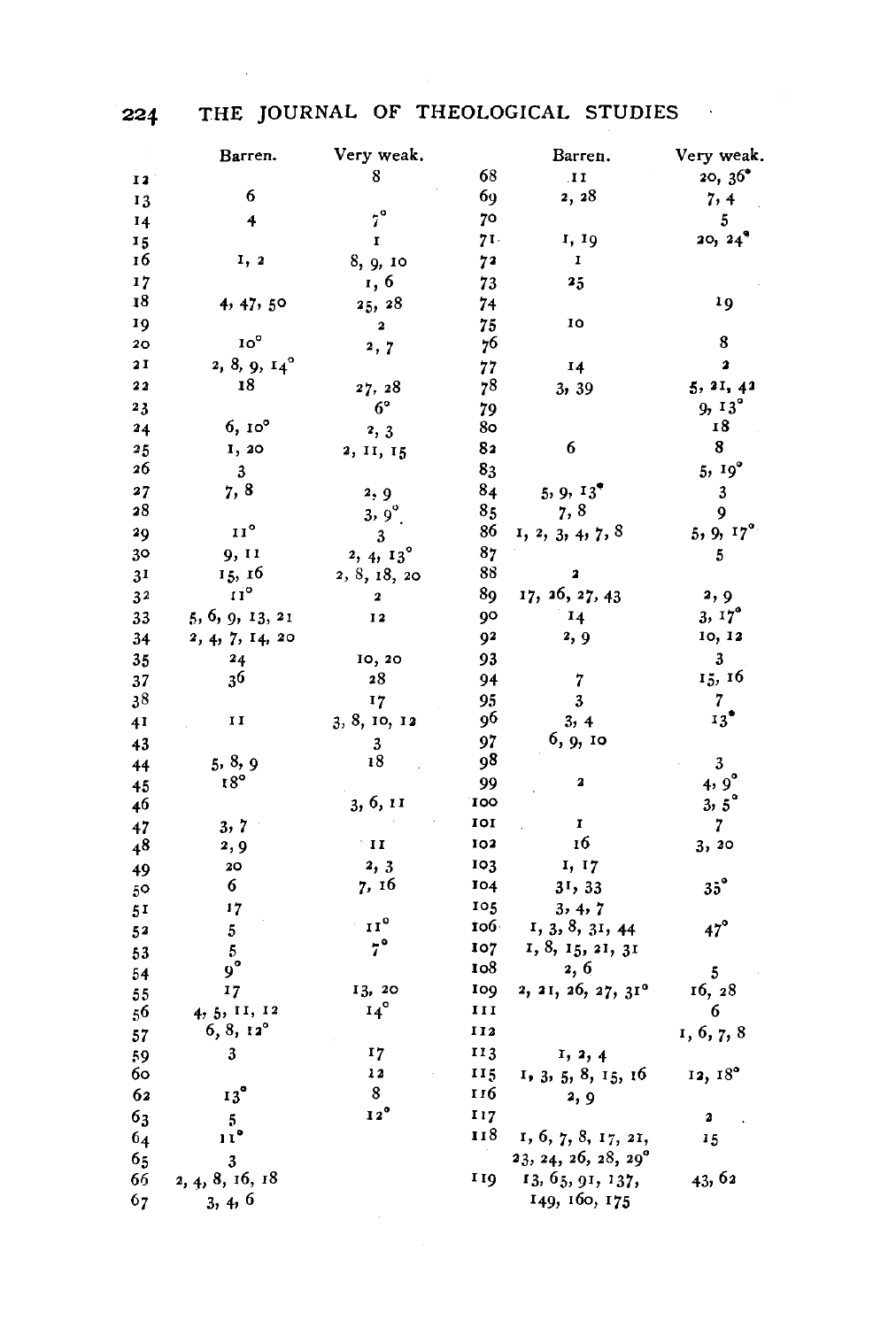| | Barren. | Very weak. |
|---|---|---|
| 12 | | 8 |
| 13 | 6 | |
| 14 | 4 | 7° |
| 15 | | 1 |
| 16 | 1, 2 | 8, 9, 10 |
| 17 | | 1, 6 |
| 18 | 4, 47, 50 | 25, 28 |
| 19 | | 2 |
| 20 | 10° | 2, 7 |
| 21 | 2, 8, 9, 14° | |
| 22 | 18 | 27, 28 |
| 23 | | 6° |
| 24 | 6, 10° | 2, 3 |
| 25 | 1, 20 | 2, 11, 15 |
| 26 | 3 | |
| 27 | 7, 8 | 2, 9 |
| 28 | | 3, 9°. |
| 29 | 11° | 3 |
| 30 | 9, 11 | 2, 4, 13° |
| 31 | 15, 16 | 2, 8, 18, 20 |
| 32 | 11° | 2 |
| 33 | 5, 6, 9, 13, 21 | 12 |
| 34 | 2, 4, 7, 14, 20 | |
| 35 | 24 | 10, 20 |
| 37 | 36 | 28 |
| 38 | | 17 |
| 41 | 11 | 3, 8, 10, 12 |
| 43 | | 3 |
| 44 | 5, 8, 9 | 18 |
| 45 | 18° | |
| 46 | | 3, 6, 11 |
| 47 | 3, 7 | |
| 48 | 2, 9 | 11 |
| 49 | 20 | 2, 3 |
| 50 | 6 | 7, 16 |
| 51 | 17 | |
| 52 | 5 | 11° |
| 53 | 5 | 7° |
| 54 | 9° | |
| 55 | 17 | 13, 20 |
| 56 | 4, 5, 11, 12 | 14° |
| 57 | 6, 8, 12° | |
| 59 | 3 | 17 |
| 60 | | 12 |
| 62 | 13° | 8 |
| 63 | 5 | 12° |
| 64 | 11° | |
| 65 | 3 | |
| 66 | 2, 4, 8, 16, 18 | |
| 67 | 3, 4, 6 | |
| 68 | 11 | 20, 36° |
| 69 | 2, 28 | 7, 4 |
| 70 | | 5 |
| 71 | 1, 19 | 20, 24° |
| 72 | 1 | |
| 73 | 25 | |
| 74 | | 19 |
| 75 | 10 | |
| 76 | | 8 |
| 77 | 14 | 2 |
| 78 | 3, 39 | 5, 21, 42 |
| 79 | | 9, 13° |
| 80 | | 18 |
| 82 | 6 | 8 |
| 83 | | 5, 19° |
| 84 | 5, 9, 13° | 3 |
| 85 | 7, 8 | 9 |
| 86 | 1, 2, 3, 4, 7, 8 | 5, 9, 17° |
| 87 | | 5 |
| 88 | 2 | |
| 89 | 17, 26, 27, 43 | 2, 9 |
| 90 | 14 | 3, 17° |
| 92 | 2, 9 | 10, 12 |
| 93 | | 3 |
| 94 | 7 | 15, 16 |
| 95 | 3 | 7 |
| 96 | 3, 4 | 13° |
| 97 | 6, 9, 10 | |
| 98 | | 3 |
| 99 | 2 | 4, 9° |
| 100 | | 3, 5° |
| 101 | 1 | 7 |
| 102 | 16 | 3, 20 |
| 103 | 1, 17 | |
| 104 | 31, 33 | 35° |
| 105 | 3, 4, 7 | |
| 106 | 1, 3, 8, 31, 44 | 47° |
| 107 | 1, 8, 15, 21, 31 | |
| 108 | 2, 6 | 5 |
| 109 | 2, 21, 26, 27, 31° | 16, 28 |
| 111 | | 6 |
| 112 | | 1, 6, 7, 8 |
| 113 | 1, 2, 4 | |
| 115 | 1, 3, 5, 8, 15, 16 | 12, 18° |
| 116 | 2, 9 | |
| 117 | | 2 |
| 118 | 1, 6, 7, 8, 17, 21, 23, 24, 26, 28, 29° | 15 |
| 119 | 13, 65, 91, 137, 149, 160, 175 | 43, 62 |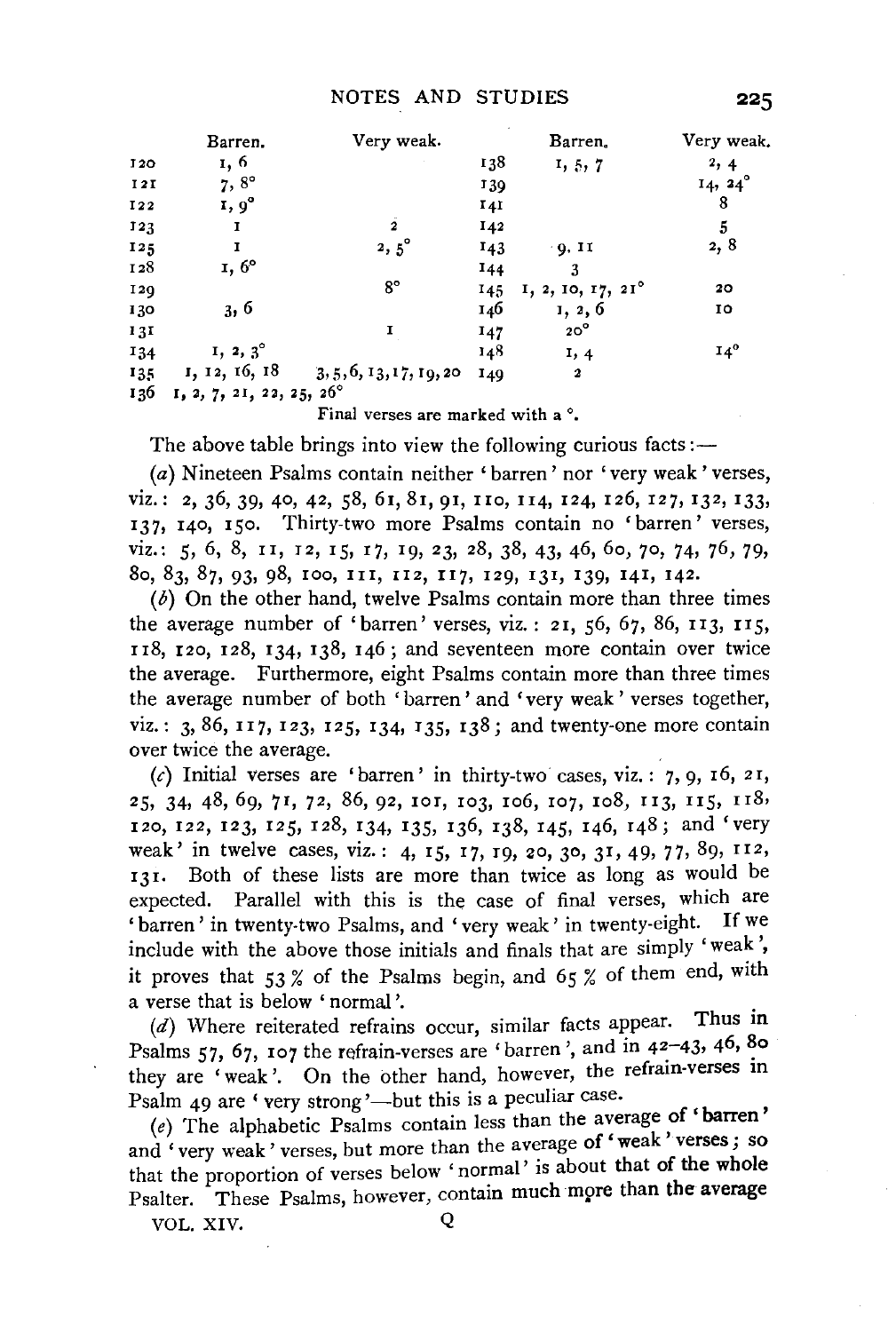| | Barren. | Very weak. | | Barren. | Very weak. |
|---|---|---|---|---|---|
| 120 | 1, 6 | | 138 | 1, 5, 7 | 2, 4 |
| 121 | 7, 8° | | 139 | | 14, 24° |
| 122 | 1, 9° | | 141 | | 8 |
| 123 | 1 | 2 | 142 | | 5 |
| 125 | 1 | 2, 5° | 143 | 9, 11 | 2, 8 |
| 128 | 1, 6° | | 144 | 3 | |
| 129 | | 8° | 145 | 1, 2, 10, 17, 21° | 20 |
| 130 | 3, 6 | | 146 | 1, 2, 6 | 10 |
| 131 | | 1 | 147 | 20° | |
| 134 | 1, 2, 3° | | 148 | 1, 4 | 14° |
| 135 | 1, 12, 16, 18 | 3, 5, 6, 13, 17, 19, 20 | 149 | 2 | |
| 136 | 1, 2, 7, 21, 22, 25, 26° | | | | |

Final verses are marked with a °.

The above table brings into view the following curious facts:—

(*a*) Nineteen Psalms contain neither 'barren' nor 'very weak' verses, viz.: 2, 36, 39, 40, 42, 58, 61, 81, 91, 110, 114, 124, 126, 127, 132, 133, 137, 140, 150. Thirty-two more Psalms contain no 'barren' verses, viz.: 5, 6, 8, 11, 12, 15, 17, 19, 23, 28, 38, 43, 46, 60, 70, 74, 76, 79, 80, 83, 87, 93, 98, 100, 111, 112, 117, 129, 131, 139, 141, 142.

(*b*) On the other hand, twelve Psalms contain more than three times the average number of 'barren' verses, viz.: 21, 56, 67, 86, 113, 115, 118, 120, 128, 134, 138, 146; and seventeen more contain over twice the average. Furthermore, eight Psalms contain more than three times the average number of both 'barren' and 'very weak' verses together, viz.: 3, 86, 117, 123, 125, 134, 135, 138; and twenty-one more contain over twice the average.

(*c*) Initial verses are 'barren' in thirty-two cases, viz.: 7, 9, 16, 21, 25, 34, 48, 69, 71, 72, 86, 92, 101, 103, 106, 107, 108, 113, 115, 118, 120, 122, 123, 125, 128, 134, 135, 136, 138, 145, 146, 148; and 'very weak' in twelve cases, viz.: 4, 15, 17, 19, 20, 30, 31, 49, 77, 89, 112, 131. Both of these lists are more than twice as long as would be expected. Parallel with this is the case of final verses, which are 'barren' in twenty-two Psalms, and 'very weak' in twenty-eight. If we include with the above those initials and finals that are simply 'weak', it proves that 53 % of the Psalms begin, and 65 % of them end, with a verse that is below 'normal'.

(*d*) Where reiterated refrains occur, similar facts appear. Thus in Psalms 57, 67, 107 the refrain-verses are 'barren', and in 42–43, 46, 80 they are 'weak'. On the other hand, however, the refrain-verses in Psalm 49 are 'very strong'—but this is a peculiar case.

(*e*) The alphabetic Psalms contain less than the average of 'barren' and 'very weak' verses, but more than the average of 'weak' verses; so that the proportion of verses below 'normal' is about that of the whole Psalter. These Psalms, however, contain much more than the average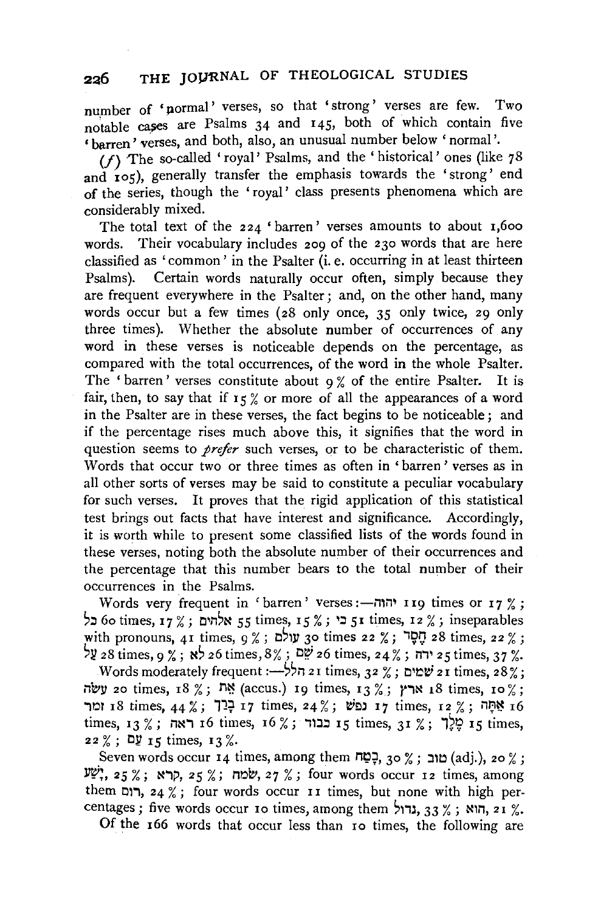number of 'normal' verses, so that 'strong' verses are few. Two notable cases are Psalms 34 and 145, both of which contain five 'barren' verses, and both, also, an unusual number below 'normal'.

(*f*) The so-called 'royal' Psalms, and the 'historical' ones (like 78 and 105), generally transfer the emphasis towards the 'strong' end of the series, though the 'royal' class presents phenomena which are considerably mixed.

The total text of the 224 'barren' verses amounts to about 1,600 words. Their vocabulary includes 209 of the 230 words that are here classified as 'common' in the Psalter (i. e. occurring in at least thirteen Psalms). Certain words naturally occur often, simply because they are frequent everywhere in the Psalter; and, on the other hand, many words occur but a few times (28 only once, 35 only twice, 29 only three times). Whether the absolute number of occurrences of any word in these verses is noticeable depends on the percentage, as compared with the total occurrences, of the word in the whole Psalter. The 'barren' verses constitute about 9 % of the entire Psalter. It is fair, then, to say that if 15 % or more of all the appearances of a word in the Psalter are in these verses, the fact begins to be noticeable; and if the percentage rises much above this, it signifies that the word in question seems to *prefer* such verses, or to be characteristic of them. Words that occur two or three times as often in 'barren' verses as in all other sorts of verses may be said to constitute a peculiar vocabulary for such verses. It proves that the rigid application of this statistical test brings out facts that have interest and significance. Accordingly, it is worth while to present some classified lists of the words found in these verses, noting both the absolute number of their occurrences and the percentage that this number bears to the total number of their occurrences in the Psalms.

Words very frequent in 'barren' verses:—יהוה 119 times or 17 %; כל 60 times, 17 %; אלהים 55 times, 15 %; כי 51 times, 12 %; inseparables with pronouns, 41 times, 9 %; עולם 30 times 22 %; חֶסֶד 28 times, 22 %; על 28 times, 9 %; לא 26 times, 8 %; שֵׁם 26 times, 24 %; ידה 25 times, 37 %.

Words moderately frequent:—הלל 21 times, 32 %; שמים 21 times, 28 %; עשה 20 times, 18 %; אֵת (accus.) 19 times, 13 %; ארץ 18 times, 10 %; זמר 18 times, 44 %; בָּרַךְ 17 times, 24 %; נפש 17 times, 12 %; אַתָּה 16 times, 13 %; ראה 16 times, 16 %; כבוד 15 times, 31 %; מֶלֶךְ 15 times, 22 %; עַם 15 times, 13 %.

Seven words occur 14 times, among them בָּטַח, 30 %; טוב (adj.), 20 %; יָשַׁע, 25 %; קרא, 25 %; שׂמח, 27 %; four words occur 12 times, among them רום, 24 %; four words occur 11 times, but none with high percentages; five words occur 10 times, among them גדול, 33 %; הוא, 21 %.

Of the 166 words that occur less than 10 times, the following are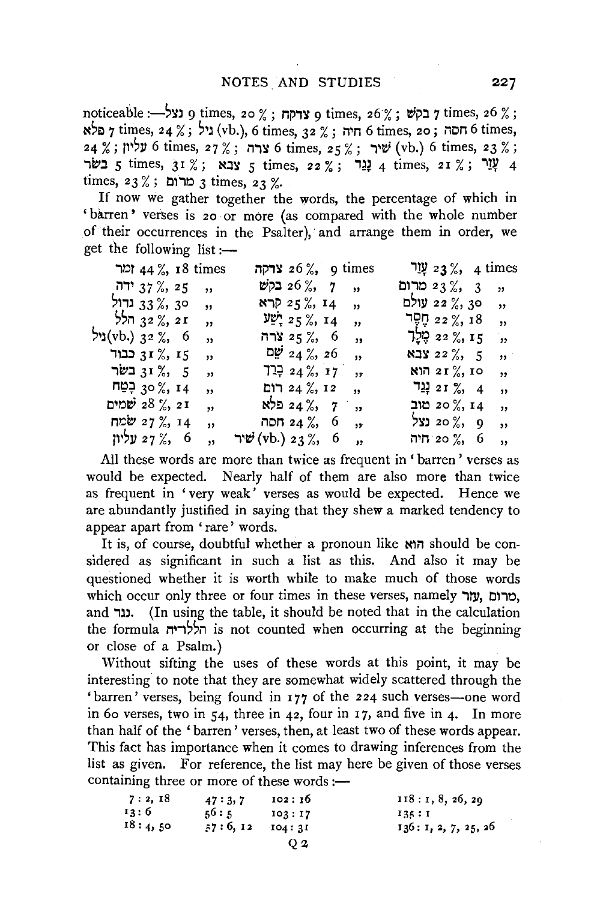noticeable:—נצל 9 times, 20 %; צדקה 9 times, 26 %; בקש 7 times, 26 %; פלא 7 times, 24 %; גיל (vb.), 6 times, 32 %; חיה 6 times, 20; חסה 6 times, 24 %; עליון 6 times, 27 %; צרה 6 times, 25 %; שיר (vb.) 6 times, 23 %; בשׂר 5 times, 31 %; צבא 5 times, 22 %; נֶגֶד 4 times, 21 %; עֶזֶר 4 times, 23 %; מרום 3 times, 23 %.

If now we gather together the words, the percentage of which in 'barren' verses is 20 or more (as compared with the whole number of their occurrences in the Psalter), and arrange them in order, we get the following list:—

| | | |
|---|---|---|
| זמר 44 %, 18 times | צדקה 26 %, 9 times | עֶזֶר 23 %, 4 times |
| ידה 37 %, 25 ,, | בקשׁ 26 %, 7 ,, | מרום 23 %, 3 ,, |
| גדול 33 %, 30 ,, | קרא 25 %, 14 ,, | עולם 22 %, 30 ,, |
| הלל 32 %, 21 ,, | יָשַׁע 25 %, 14 ,, | חֶסֶד 22 %, 18 ,, |
| גיל(vb.) 32 %, 6 ,, | צרה 25 %, 6 ,, | מֶלֶךְ 22 %, 15 ,, |
| כבוד 31 %, 15 ,, | שֵׁם 24 %, 26 ,, | צבא 22 %, 5 ,, |
| בשׂר 31 %, 5 ,, | בָּרַךְ 24 %, 17 ,, | הוא 21 %, 10 ,, |
| בָּטַח 30 %, 14 ,, | רום 24 %, 12 ,, | נֶגֶד 21 %, 4 ,, |
| שׁמים 28 %, 21 ,, | פלא 24 %, 7 ,, | טוב 20 %, 14 ,, |
| שׂמח 27 %, 14 ,, | חסה 24 %, 6 ,, | נצל 20 %, 9 ,, |
| עליון 27 %, 6 ,, | שׁיר (vb.) 23 %, 6 ,, | חיה 20 %, 6 ,, |

All these words are more than twice as frequent in 'barren' verses as would be expected. Nearly half of them are also more than twice as frequent in 'very weak' verses as would be expected. Hence we are abundantly justified in saying that they shew a marked tendency to appear apart from 'rare' words.

It is, of course, doubtful whether a pronoun like הוא should be considered as significant in such a list as this. And also it may be questioned whether it is worth while to make much of those words which occur only three or four times in these verses, namely עזר, מרום, and נגד. (In using the table, it should be noted that in the calculation the formula הללו־יה is not counted when occurring at the beginning or close of a Psalm.)

Without sifting the uses of these words at this point, it may be interesting to note that they are somewhat widely scattered through the 'barren' verses, being found in 177 of the 224 such verses—one word in 60 verses, two in 54, three in 42, four in 17, and five in 4. In more than half of the 'barren' verses, then, at least two of these words appear. This fact has importance when it comes to drawing inferences from the list as given. For reference, the list may here be given of those verses containing three or more of these words:—

| | | | |
|---|---|---|---|
| 7: 2, 18 | 47: 3, 7 | 102: 16 | 118: 1, 8, 26, 29 |
| 13: 6 | 56: 5 | 103: 17 | 135: 1 |
| 18: 4, 50 | 57: 6, 12 | 104: 31 | 136: 1, 2, 7, 25, 26 |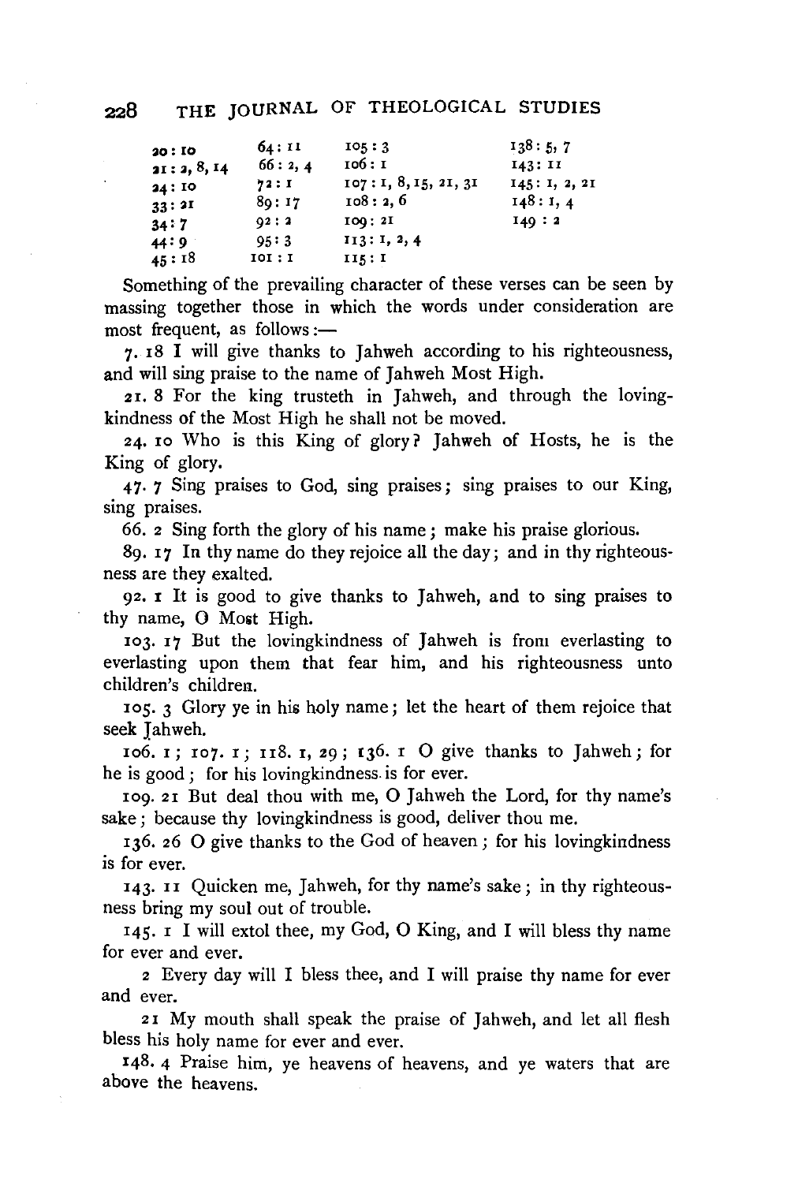| | | | |
|---|---|---|---|
| 20 : 10 | 64 : 11 | 105 : 3 | 138 : 5, 7 |
| 21 : 2, 8, 14 | 66 : 2, 4 | 106 : 1 | 143 : 11 |
| 24 : 10 | 72 : 1 | 107 : 1, 8, 15, 21, 31 | 145 : 1, 2, 21 |
| 33 : 21 | 89 : 17 | 108 : 2, 6 | 148 : 1, 4 |
| 34 : 7 | 92 : 2 | 109 : 21 | 149 : 2 |
| 44 : 9 | 95 : 3 | 113 : 1, 2, 4 | |
| 45 : 18 | 101 : 1 | 115 : 1 | |

Something of the prevailing character of these verses can be seen by massing together those in which the words under consideration are most frequent, as follows:—

7. 18 I will give thanks to Jahweh according to his righteousness, and will sing praise to the name of Jahweh Most High.

21. 8 For the king trusteth in Jahweh, and through the lovingkindness of the Most High he shall not be moved.

24. 10 Who is this King of glory? Jahweh of Hosts, he is the King of glory.

47. 7 Sing praises to God, sing praises; sing praises to our King, sing praises.

66. 2 Sing forth the glory of his name; make his praise glorious.

89. 17 In thy name do they rejoice all the day; and in thy righteousness are they exalted.

92. 1 It is good to give thanks to Jahweh, and to sing praises to thy name, O Most High.

103. 17 But the lovingkindness of Jahweh is from everlasting to everlasting upon them that fear him, and his righteousness unto children's children.

105. 3 Glory ye in his holy name; let the heart of them rejoice that seek Jahweh.

106. 1; 107. 1; 118. 1, 29; 136. 1 O give thanks to Jahweh; for he is good; for his lovingkindness is for ever.

109. 21 But deal thou with me, O Jahweh the Lord, for thy name's sake; because thy lovingkindness is good, deliver thou me.

136. 26 O give thanks to the God of heaven; for his lovingkindness is for ever.

143. 11 Quicken me, Jahweh, for thy name's sake; in thy righteousness bring my soul out of trouble.

145. 1 I will extol thee, my God, O King, and I will bless thy name for ever and ever.

2 Every day will I bless thee, and I will praise thy name for ever and ever.

21 My mouth shall speak the praise of Jahweh, and let all flesh bless his holy name for ever and ever.

148. 4 Praise him, ye heavens of heavens, and ye waters that are above the heavens.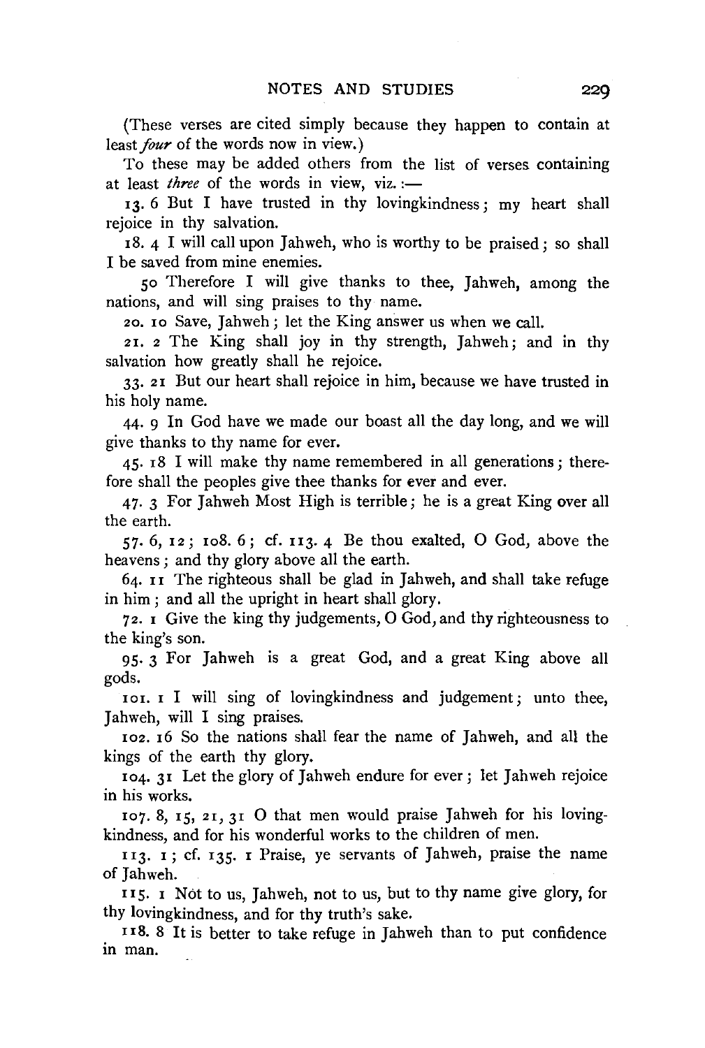(These verses are cited simply because they happen to contain at least *four* of the words now in view.)

To these may be added others from the list of verses containing at least *three* of the words in view, viz.:—

13. 6 But I have trusted in thy lovingkindness; my heart shall rejoice in thy salvation.

18. 4 I will call upon Jahweh, who is worthy to be praised; so shall I be saved from mine enemies.

50 Therefore I will give thanks to thee, Jahweh, among the nations, and will sing praises to thy name.

20. 10 Save, Jahweh; let the King answer us when we call.

21. 2 The King shall joy in thy strength, Jahweh; and in thy salvation how greatly shall he rejoice.

33. 21 But our heart shall rejoice in him, because we have trusted in his holy name.

44. 9 In God have we made our boast all the day long, and we will give thanks to thy name for ever.

45. 18 I will make thy name remembered in all generations; therefore shall the peoples give thee thanks for ever and ever.

47. 3 For Jahweh Most High is terrible; he is a great King over all the earth.

57. 6, 12; 108. 6; cf. 113. 4 Be thou exalted, O God, above the heavens; and thy glory above all the earth.

64. 11 The righteous shall be glad in Jahweh, and shall take refuge in him; and all the upright in heart shall glory.

72. 1 Give the king thy judgements, O God, and thy righteousness to the king's son.

95. 3 For Jahweh is a great God, and a great King above all gods.

101. 1 I will sing of lovingkindness and judgement; unto thee, Jahweh, will I sing praises.

102. 16 So the nations shall fear the name of Jahweh, and all the kings of the earth thy glory.

104. 31 Let the glory of Jahweh endure for ever; let Jahweh rejoice in his works.

107. 8, 15, 21, 31 O that men would praise Jahweh for his lovingkindness, and for his wonderful works to the children of men.

113. 1; cf. 135. 1 Praise, ye servants of Jahweh, praise the name of Jahweh.

115. 1 Not to us, Jahweh, not to us, but to thy name give glory, for thy lovingkindness, and for thy truth's sake.

118. 8 It is better to take refuge in Jahweh than to put confidence in man.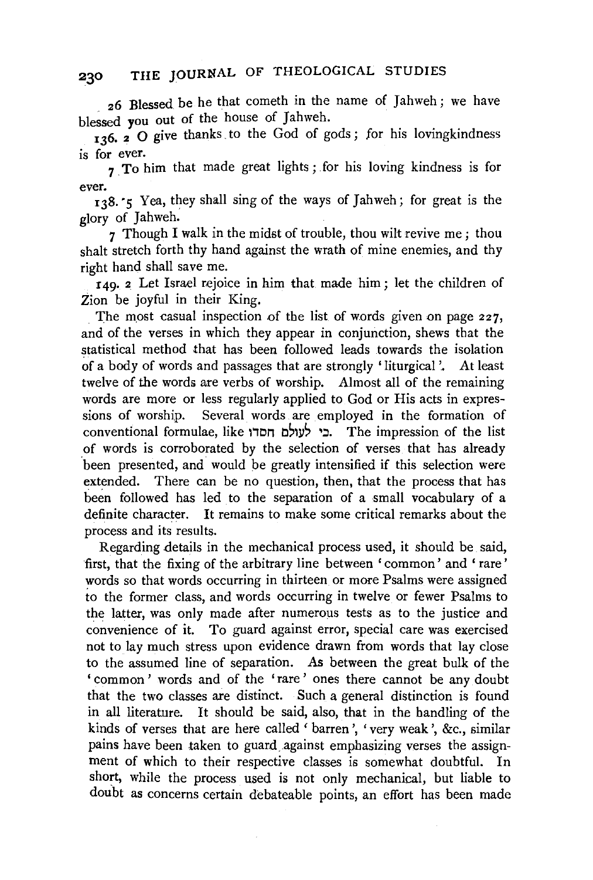26 Blessed be he that cometh in the name of Jahweh; we have blessed you out of the house of Jahweh.

136. 2 O give thanks to the God of gods; for his lovingkindness is for ever.

7 To him that made great lights; for his loving kindness is for ever.

138. 5 Yea, they shall sing of the ways of Jahweh; for great is the glory of Jahweh.

7 Though I walk in the midst of trouble, thou wilt revive me; thou shalt stretch forth thy hand against the wrath of mine enemies, and thy right hand shall save me.

149. 2 Let Israel rejoice in him that made him; let the children of Zion be joyful in their King.

The most casual inspection of the list of words given on page 227, and of the verses in which they appear in conjunction, shews that the statistical method that has been followed leads towards the isolation of a body of words and passages that are strongly 'liturgical'. At least twelve of the words are verbs of worship. Almost all of the remaining words are more or less regularly applied to God or His acts in expressions of worship. Several words are employed in the formation of conventional formulae, like כי לעולם חסדו. The impression of the list of words is corroborated by the selection of verses that has already been presented, and would be greatly intensified if this selection were extended. There can be no question, then, that the process that has been followed has led to the separation of a small vocabulary of a definite character. It remains to make some critical remarks about the process and its results.

Regarding details in the mechanical process used, it should be said, first, that the fixing of the arbitrary line between 'common' and 'rare' words so that words occurring in thirteen or more Psalms were assigned to the former class, and words occurring in twelve or fewer Psalms to the latter, was only made after numerous tests as to the justice and convenience of it. To guard against error, special care was exercised not to lay much stress upon evidence drawn from words that lay close to the assumed line of separation. As between the great bulk of the 'common' words and of the 'rare' ones there cannot be any doubt that the two classes are distinct. Such a general distinction is found in all literature. It should be said, also, that in the handling of the kinds of verses that are here called 'barren', 'very weak', &c., similar pains have been taken to guard against emphasizing verses the assignment of which to their respective classes is somewhat doubtful. In short, while the process used is not only mechanical, but liable to doubt as concerns certain debateable points, an effort has been made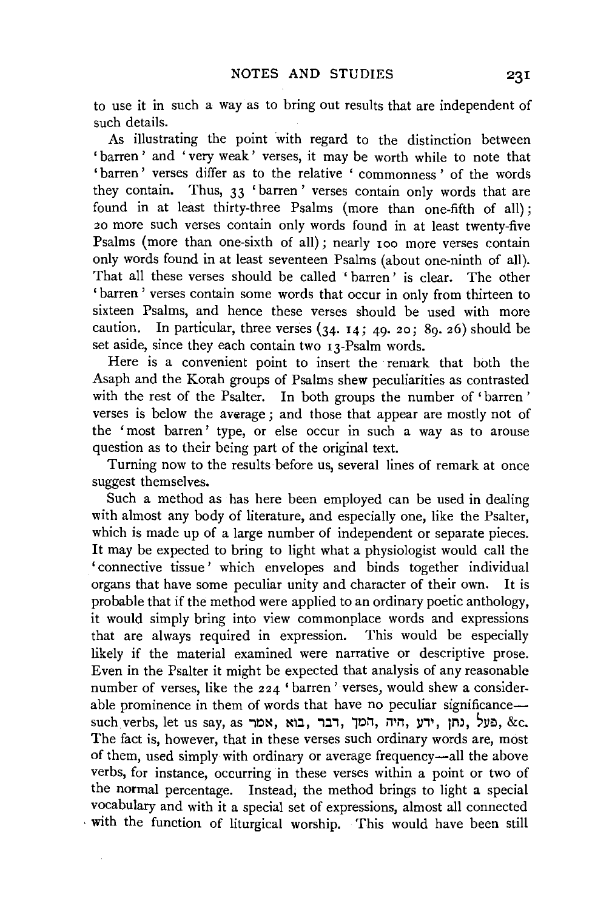to use it in such a way as to bring out results that are independent of such details.

As illustrating the point with regard to the distinction between 'barren' and 'very weak' verses, it may be worth while to note that 'barren' verses differ as to the relative 'commonness' of the words they contain. Thus, 33 'barren' verses contain only words that are found in at least thirty-three Psalms (more than one-fifth of all); 20 more such verses contain only words found in at least twenty-five Psalms (more than one-sixth of all); nearly 100 more verses contain only words found in at least seventeen Psalms (about one-ninth of all). That all these verses should be called 'barren' is clear. The other 'barren' verses contain some words that occur in only from thirteen to sixteen Psalms, and hence these verses should be used with more caution. In particular, three verses (34. 14; 49. 20; 89. 26) should be set aside, since they each contain two 13-Psalm words.

Here is a convenient point to insert the remark that both the Asaph and the Korah groups of Psalms shew peculiarities as contrasted with the rest of the Psalter. In both groups the number of 'barren' verses is below the average; and those that appear are mostly not of the 'most barren' type, or else occur in such a way as to arouse question as to their being part of the original text.

Turning now to the results before us, several lines of remark at once suggest themselves.

Such a method as has here been employed can be used in dealing with almost any body of literature, and especially one, like the Psalter, which is made up of a large number of independent or separate pieces. It may be expected to bring to light what a physiologist would call the 'connective tissue' which envelopes and binds together individual organs that have some peculiar unity and character of their own. It is probable that if the method were applied to an ordinary poetic anthology, it would simply bring into view commonplace words and expressions that are always required in expression. This would be especially likely if the material examined were narrative or descriptive prose. Even in the Psalter it might be expected that analysis of any reasonable number of verses, like the 224 'barren' verses, would shew a considerable prominence in them of words that have no peculiar significance—such verbs, let us say, as אמר, בוא, דבר, המך, היה, ידע, נתן, פעל, &c. The fact is, however, that in these verses such ordinary words are, most of them, used simply with ordinary or average frequency—all the above verbs, for instance, occurring in these verses within a point or two of the normal percentage. Instead, the method brings to light a special vocabulary and with it a special set of expressions, almost all connected with the function of liturgical worship. This would have been still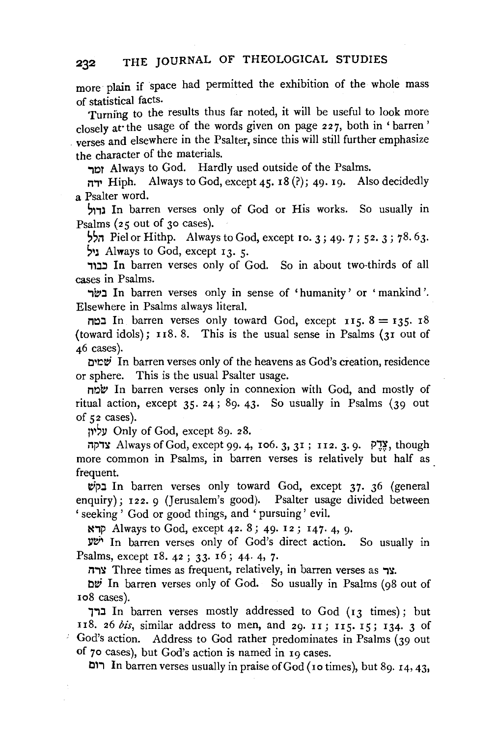more plain if space had permitted the exhibition of the whole mass of statistical facts.

Turning to the results thus far noted, it will be useful to look more closely at the usage of the words given on page 227, both in 'barren' verses and elsewhere in the Psalter, since this will still further emphasize the character of the materials.

זמר Always to God. Hardly used outside of the Psalms.

ידה Hiph. Always to God, except 45. 18 (?); 49. 19. Also decidedly a Psalter word.

גדול In barren verses only of God or His works. So usually in Psalms (25 out of 30 cases).

הלל Piel or Hithp. Always to God, except 10. 3; 49. 7; 52. 3; 78. 63.

גיל Always to God, except 13. 5.

כבוד In barren verses only of God. So in about two-thirds of all cases in Psalms.

בשׂר In barren verses only in sense of 'humanity' or 'mankind'. Elsewhere in Psalms always literal.

בטח In barren verses only toward God, except 115. 8 = 135. 18 (toward idols); 118. 8. This is the usual sense in Psalms (31 out of 46 cases).

שׁמים In barren verses only of the heavens as God's creation, residence or sphere. This is the usual Psalter usage.

שׂמח In barren verses only in connexion with God, and mostly of ritual action, except 35. 24; 89. 43. So usually in Psalms (39 out of 52 cases).

עליון Only of God, except 89. 28.

צדקה Always of God, except 99. 4, 106. 3, 31; 112. 3. 9. צֶדֶק, though more common in Psalms, in barren verses is relatively but half as frequent.

בקשׁ In barren verses only toward God, except 37. 36 (general enquiry); 122. 9 (Jerusalem's good). Psalter usage divided between 'seeking' God or good things, and 'pursuing' evil.

קרא Always to God, except 42. 8; 49. 12; 147. 4, 9.

ישׁע In barren verses only of God's direct action. So usually in Psalms, except 18. 42; 33. 16; 44. 4, 7.

צרה Three times as frequent, relatively, in barren verses as צר.

שׁם In barren verses only of God. So usually in Psalms (98 out of 108 cases).

ברך In barren verses mostly addressed to God (13 times); but 118. 26 *bis*, similar address to men, and 29. 11; 115. 15; 134. 3 of God's action. Address to God rather predominates in Psalms (39 out of 70 cases), but God's action is named in 19 cases.

רום In barren verses usually in praise of God (10 times), but 89. 14, 43,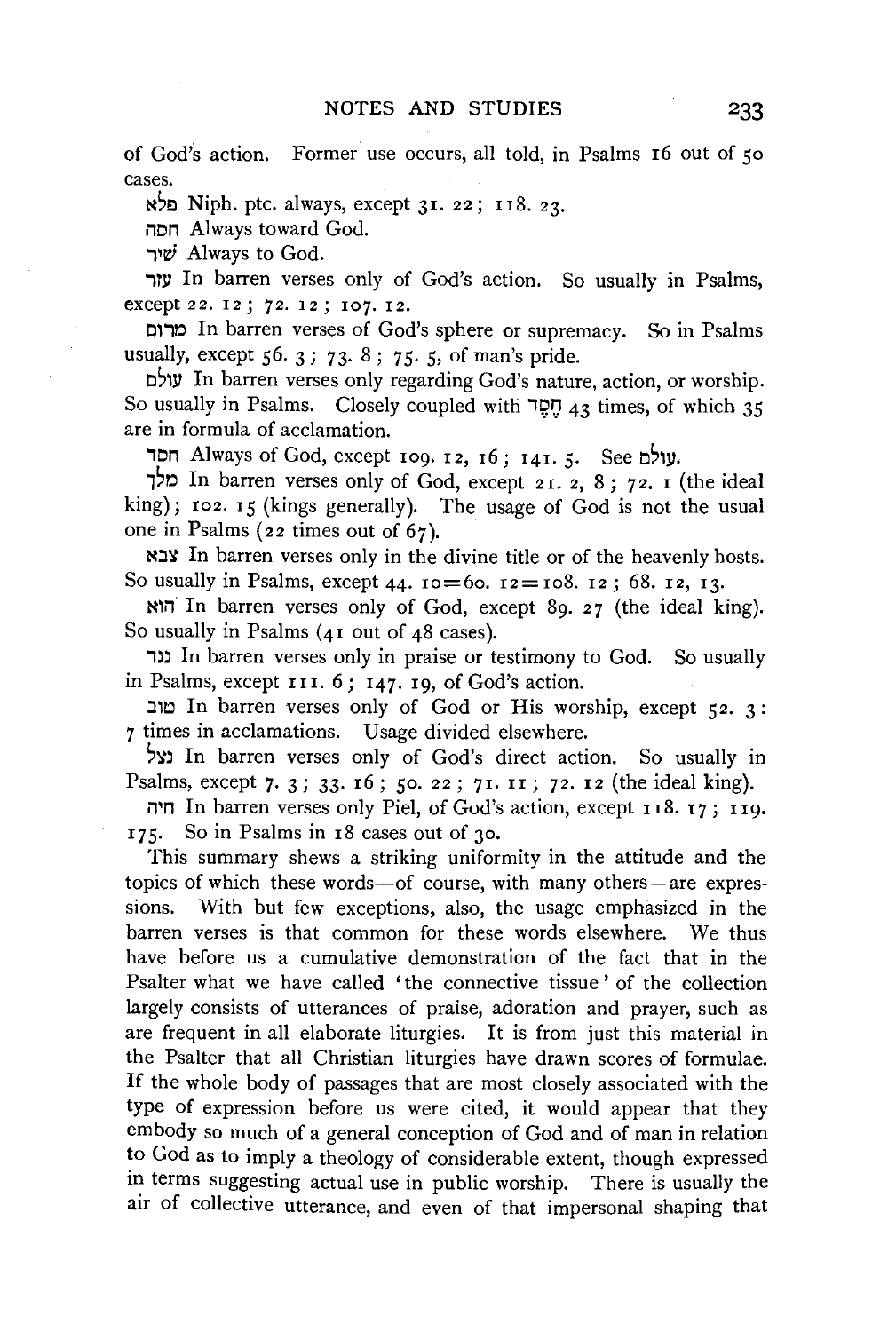of God's action. Former use occurs, all told, in Psalms 16 out of 50 cases.

פלא Niph. ptc. always, except 31. 22; 118. 23.

חסה Always toward God.

שׁיר Always to God.

עזר In barren verses only of God's action. So usually in Psalms, except 22. 12; 72. 12; 107. 12.

מרום In barren verses of God's sphere or supremacy. So in Psalms usually, except 56. 3; 73. 8; 75. 5, of man's pride.

עולם In barren verses only regarding God's nature, action, or worship. So usually in Psalms. Closely coupled with חֶסֶד 43 times, of which 35 are in formula of acclamation.

חסד Always of God, except 109. 12, 16; 141. 5. See עולם.

מלך In barren verses only of God, except 21. 2, 8; 72. 1 (the ideal king); 102. 15 (kings generally). The usage of God is not the usual one in Psalms (22 times out of 67).

צבא In barren verses only in the divine title or of the heavenly hosts. So usually in Psalms, except 44. 10=60. 12=108. 12; 68. 12, 13.

הוא In barren verses only of God, except 89. 27 (the ideal king). So usually in Psalms (41 out of 48 cases).

נגד In barren verses only in praise or testimony to God. So usually in Psalms, except 111. 6; 147. 19, of God's action.

טוב In barren verses only of God or His worship, except 52. 3: 7 times in acclamations. Usage divided elsewhere.

נצל In barren verses only of God's direct action. So usually in Psalms, except 7. 3; 33. 16; 50. 22; 71. 11; 72. 12 (the ideal king).

חיה In barren verses only Piel, of God's action, except 118. 17; 119. 175. So in Psalms in 18 cases out of 30.

This summary shews a striking uniformity in the attitude and the topics of which these words—of course, with many others—are expressions. With but few exceptions, also, the usage emphasized in the barren verses is that common for these words elsewhere. We thus have before us a cumulative demonstration of the fact that in the Psalter what we have called 'the connective tissue' of the collection largely consists of utterances of praise, adoration and prayer, such as are frequent in all elaborate liturgies. It is from just this material in the Psalter that all Christian liturgies have drawn scores of formulae. If the whole body of passages that are most closely associated with the type of expression before us were cited, it would appear that they embody so much of a general conception of God and of man in relation to God as to imply a theology of considerable extent, though expressed in terms suggesting actual use in public worship. There is usually the air of collective utterance, and even of that impersonal shaping that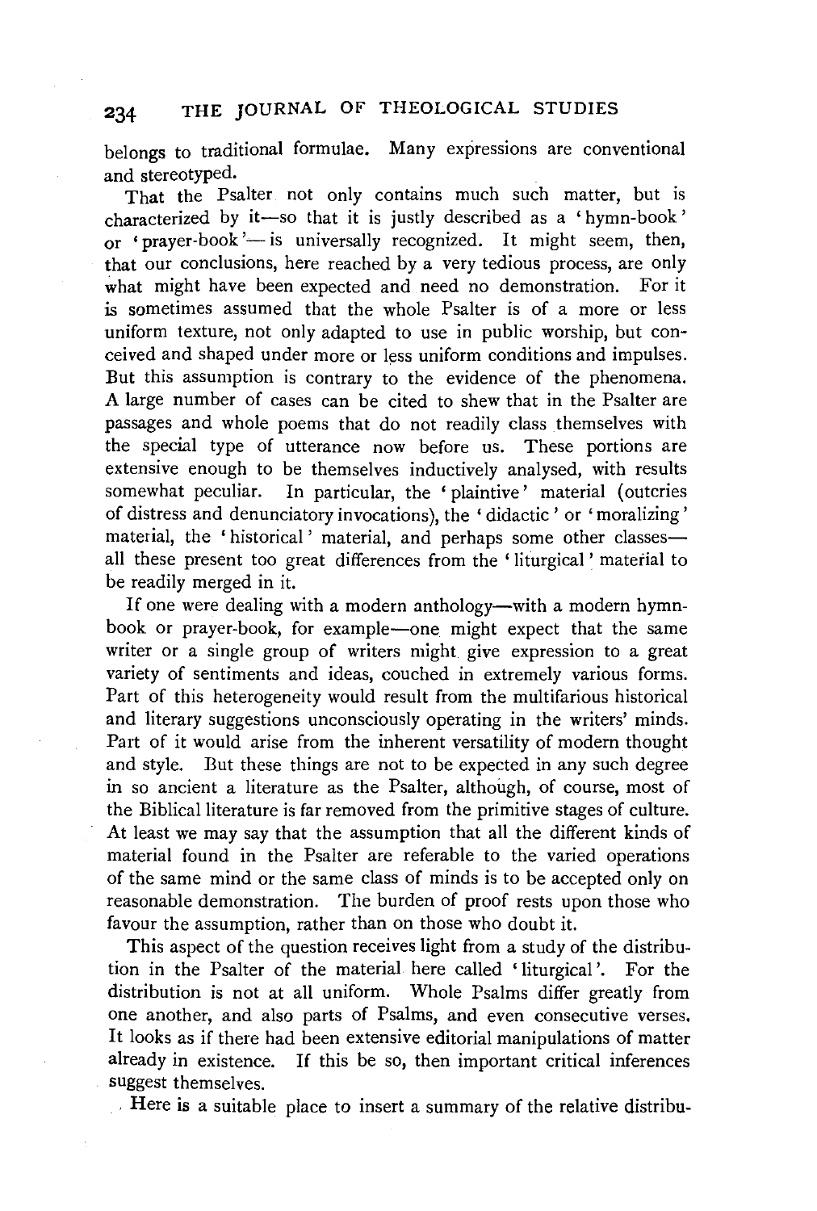belongs to traditional formulae. Many expressions are conventional and stereotyped.

That the Psalter not only contains much such matter, but is characterized by it—so that it is justly described as a 'hymn-book' or 'prayer-book'—is universally recognized. It might seem, then, that our conclusions, here reached by a very tedious process, are only what might have been expected and need no demonstration. For it is sometimes assumed that the whole Psalter is of a more or less uniform texture, not only adapted to use in public worship, but conceived and shaped under more or less uniform conditions and impulses. But this assumption is contrary to the evidence of the phenomena. A large number of cases can be cited to shew that in the Psalter are passages and whole poems that do not readily class themselves with the special type of utterance now before us. These portions are extensive enough to be themselves inductively analysed, with results somewhat peculiar. In particular, the 'plaintive' material (outcries of distress and denunciatory invocations), the 'didactic' or 'moralizing' material, the 'historical' material, and perhaps some other classes—all these present too great differences from the 'liturgical' material to be readily merged in it.

If one were dealing with a modern anthology—with a modern hymn-book or prayer-book, for example—one might expect that the same writer or a single group of writers might give expression to a great variety of sentiments and ideas, couched in extremely various forms. Part of this heterogeneity would result from the multifarious historical and literary suggestions unconsciously operating in the writers' minds. Part of it would arise from the inherent versatility of modern thought and style. But these things are not to be expected in any such degree in so ancient a literature as the Psalter, although, of course, most of the Biblical literature is far removed from the primitive stages of culture. At least we may say that the assumption that all the different kinds of material found in the Psalter are referable to the varied operations of the same mind or the same class of minds is to be accepted only on reasonable demonstration. The burden of proof rests upon those who favour the assumption, rather than on those who doubt it.

This aspect of the question receives light from a study of the distribution in the Psalter of the material here called 'liturgical'. For the distribution is not at all uniform. Whole Psalms differ greatly from one another, and also parts of Psalms, and even consecutive verses. It looks as if there had been extensive editorial manipulations of matter already in existence. If this be so, then important critical inferences suggest themselves.

Here is a suitable place to insert a summary of the relative distribu-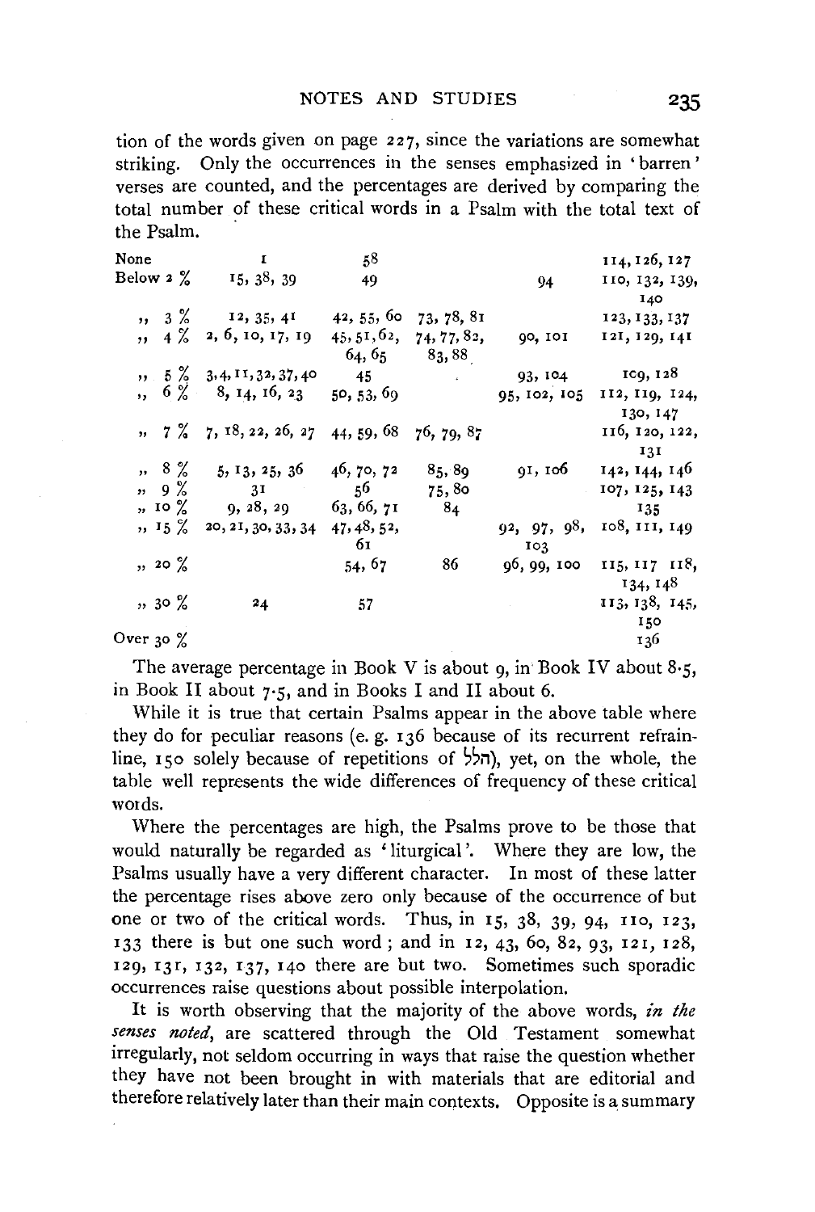tion of the words given on page 227, since the variations are somewhat striking. Only the occurrences in the senses emphasized in 'barren' verses are counted, and the percentages are derived by comparing the total number of these critical words in a Psalm with the total text of the Psalm.

| | | | | | |
|---|---|---|---|---|---|
| None | 1 | 58 | | | 114, 126, 127 |
| Below 2 % | 15, 38, 39 | 49 | | 94 | 110, 132, 139, 140 |
| ,, 3 % | 12, 35, 41 | 42, 55, 60 | 73, 78, 81 | | 123, 133, 137 |
| ,, 4 % | 2, 6, 10, 17, 19 | 45, 51, 62, 64, 65 | 74, 77, 82, 83, 88 | 90, 101 | 121, 129, 141 |
| ,, 5 % | 3, 4, 11, 32, 37, 40 | 45 | | 93, 104 | 109, 128 |
| ,, 6 % | 8, 14, 16, 23 | 50, 53, 69 | | 95, 102, 105 | 112, 119, 124, 130, 147 |
| ,, 7 % | 7, 18, 22, 26, 27 | 44, 59, 68 | 76, 79, 87 | | 116, 120, 122, 131 |
| ,, 8 % | 5, 13, 25, 36 | 46, 70, 72 | 85, 89 | 91, 106 | 142, 144, 146 |
| ,, 9 % | 31 | 56 | 75, 80 | | 107, 125, 143 |
| ,, 10 % | 9, 28, 29 | 63, 66, 71 | 84 | | 135 |
| ,, 15 % | 20, 21, 30, 33, 34 | 47, 48, 52, 61 | | 92, 97, 98, 103 | 108, 111, 149 |
| ,, 20 % | | 54, 67 | 86 | 96, 99, 100 | 115, 117 118, 134, 148 |
| ,, 30 % | 24 | 57 | | | 113, 138, 145, 150 |
| Over 30 % | | | | | 136 |

The average percentage in Book V is about 9, in Book IV about 8·5, in Book II about 7·5, and in Books I and II about 6.

While it is true that certain Psalms appear in the above table where they do for peculiar reasons (e. g. 136 because of its recurrent refrain-line, 150 solely because of repetitions of הלל), yet, on the whole, the table well represents the wide differences of frequency of these critical words.

Where the percentages are high, the Psalms prove to be those that would naturally be regarded as 'liturgical'. Where they are low, the Psalms usually have a very different character. In most of these latter the percentage rises above zero only because of the occurrence of but one or two of the critical words. Thus, in 15, 38, 39, 94, 110, 123, 133 there is but one such word; and in 12, 43, 60, 82, 93, 121, 128, 129, 131, 132, 137, 140 there are but two. Sometimes such sporadic occurrences raise questions about possible interpolation.

It is worth observing that the majority of the above words, *in the senses noted*, are scattered through the Old Testament somewhat irregularly, not seldom occurring in ways that raise the question whether they have not been brought in with materials that are editorial and therefore relatively later than their main contexts. Opposite is a summary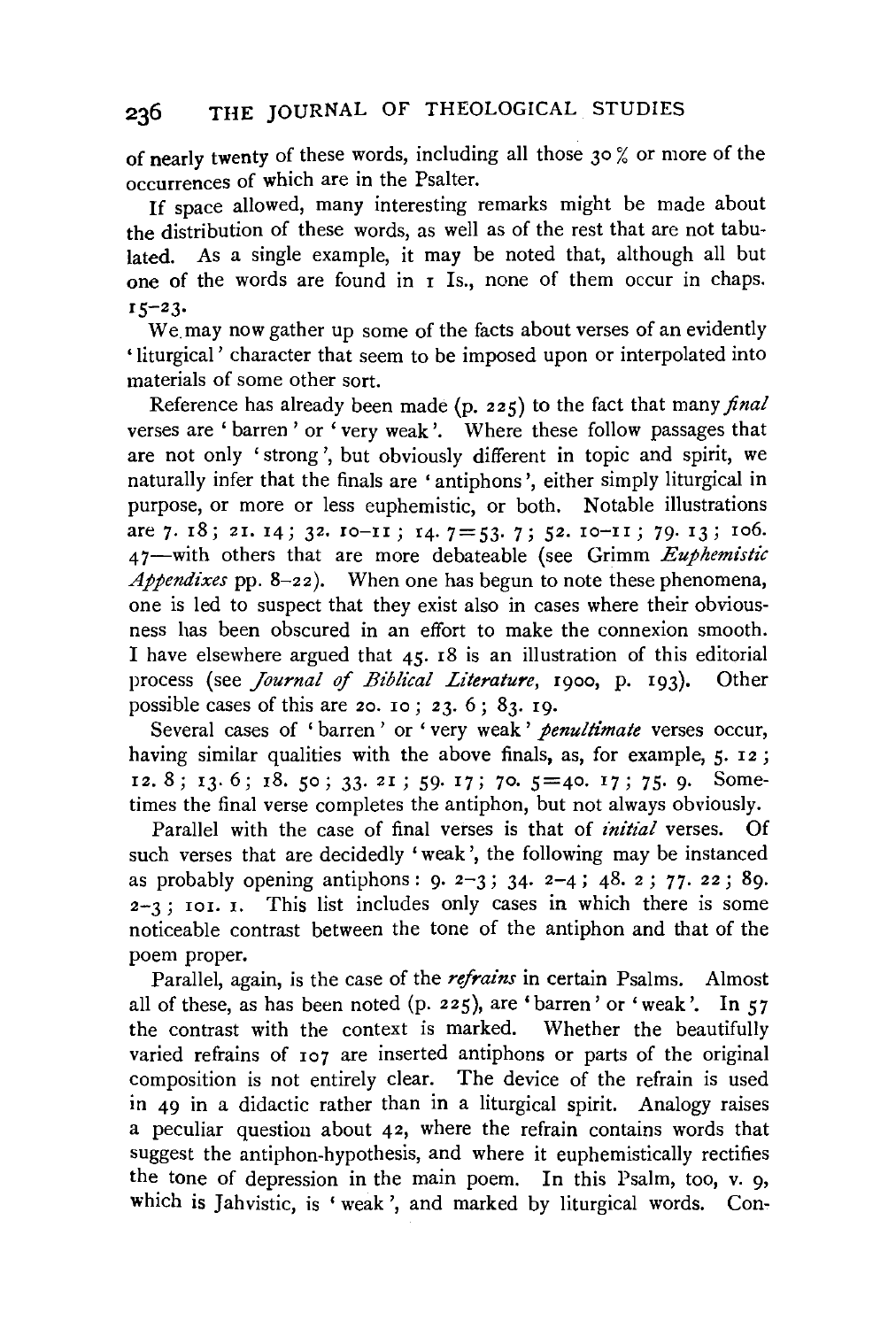of nearly twenty of these words, including all those 30 % or more of the occurrences of which are in the Psalter.

If space allowed, many interesting remarks might be made about the distribution of these words, as well as of the rest that are not tabulated. As a single example, it may be noted that, although all but one of the words are found in 1 Is., none of them occur in chaps. 15–23.

We may now gather up some of the facts about verses of an evidently 'liturgical' character that seem to be imposed upon or interpolated into materials of some other sort.

Reference has already been made (p. 225) to the fact that many *final* verses are 'barren' or 'very weak'. Where these follow passages that are not only 'strong', but obviously different in topic and spirit, we naturally infer that the finals are 'antiphons', either simply liturgical in purpose, or more or less euphemistic, or both. Notable illustrations are 7. 18; 21. 14; 32. 10–11; 14. 7=53. 7; 52. 10–11; 79. 13; 106. 47—with others that are more debateable (see Grimm *Euphemistic Appendixes* pp. 8–22). When one has begun to note these phenomena, one is led to suspect that they exist also in cases where their obviousness has been obscured in an effort to make the connexion smooth. I have elsewhere argued that 45. 18 is an illustration of this editorial process (see *Journal of Biblical Literature*, 1900, p. 193). Other possible cases of this are 20. 10; 23. 6; 83. 19.

Several cases of 'barren' or 'very weak' *penultimate* verses occur, having similar qualities with the above finals, as, for example, 5. 12; 12. 8; 13. 6; 18. 50; 33. 21; 59. 17; 70. 5=40. 17; 75. 9. Sometimes the final verse completes the antiphon, but not always obviously.

Parallel with the case of final verses is that of *initial* verses. Of such verses that are decidedly 'weak', the following may be instanced as probably opening antiphons: 9. 2–3; 34. 2–4; 48. 2; 77. 22; 89. 2–3; 101. 1. This list includes only cases in which there is some noticeable contrast between the tone of the antiphon and that of the poem proper.

Parallel, again, is the case of the *refrains* in certain Psalms. Almost all of these, as has been noted (p. 225), are 'barren' or 'weak'. In 57 the contrast with the context is marked. Whether the beautifully varied refrains of 107 are inserted antiphons or parts of the original composition is not entirely clear. The device of the refrain is used in 49 in a didactic rather than in a liturgical spirit. Analogy raises a peculiar question about 42, where the refrain contains words that suggest the antiphon-hypothesis, and where it euphemistically rectifies the tone of depression in the main poem. In this Psalm, too, v. 9, which is Jahvistic, is 'weak', and marked by liturgical words. Con-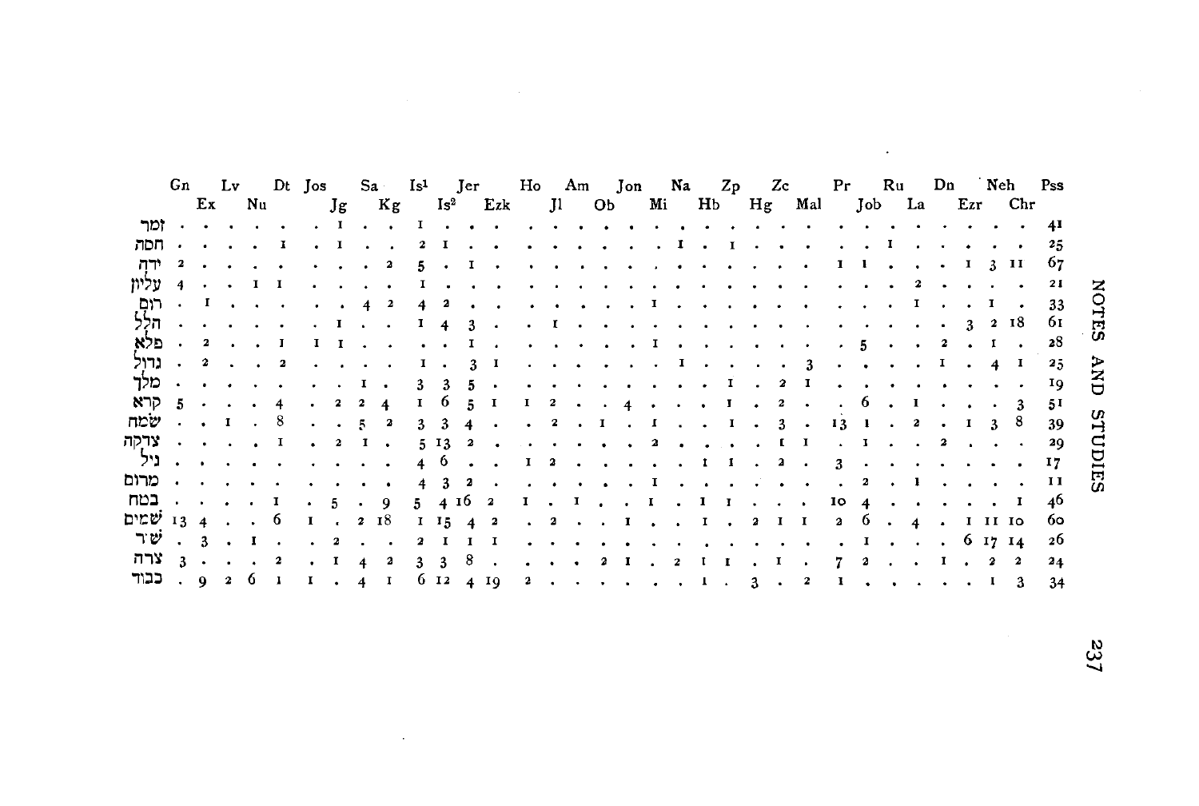| | Gn | Ex | Lv | Nu | Dt | Jos | Jg | Sa | Kg | Is[1] | Is[2] | Jer | Ezk | Ho | Jl | Am | Ob | Jon | Mi | Na | Hb | Zp | Hg | Zc | Mal | Pr | Job | Ru | La | Dn | Ezr | Neh | Chr | Pss |
|---|---|---|---|---|---|---|---|---|---|---|---|---|---|---|---|---|---|---|---|---|---|---|---|---|---|---|---|---|---|---|---|---|---|---|
| זמר | . | . | . | . | . | . | 1 | . | . | 1 | . | . | . | . | . | . | . | . | . | . | . | . | . | . | . | . | . | . | . | . | . | . | . | 41 |
| חסה | . | . | . | . | 1 | . | 1 | . | . | 2 | 1 | . | . | . | . | . | . | . | . | 1 | . | 1 | . | . | . | . | . | 1 | . | . | . | . | . | 25 |
| ידה | 2 | . | . | . | . | . | . | . | 2 | 5 | . | 1 | . | . | . | . | . | . | . | . | . | . | . | . | . | 1 | 1 | . | . | . | 1 | 3 | 11 | 67 |
| עליון | 4 | . | . | 1 | 1 | . | . | . | . | 1 | . | . | . | . | . | . | . | . | . | . | . | . | . | . | . | . | . | . | 2 | . | . | . | . | 21 |
| רום | . | 1 | . | . | . | . | . | 4 | 2 | 4 | 2 | . | . | . | . | . | . | . | 1 | . | . | . | . | . | . | . | . | . | 1 | . | . | 1 | . | 33 |
| הלל | . | . | . | . | . | . | 1 | . | . | 1 | 4 | 3 | . | . | 1 | . | . | . | . | . | . | . | . | . | . | . | . | . | . | . | 3 | 2 | 18 | 61 |
| פלא | . | 2 | . | . | 1 | 1 | 1 | . | . | . | . | 1 | . | . | . | . | . | . | 1 | . | . | . | . | . | . | . | 5 | . | . | 2 | . | 1 | . | 28 |
| גדול | . | 2 | . | . | 2 | . | . | . | . | 1 | . | 3 | 1 | . | . | . | . | . | . | . | 1 | . | . | . | 3 | . | . | . | . | 1 | . | 4 | 1 | 25 |
| מלך | . | . | . | . | . | . | . | 1 | . | 3 | 3 | 5 | . | . | . | . | . | . | . | . | . | 1 | . | 2 | 1 | . | . | . | . | . | . | . | . | 19 |
| קרא | 5 | . | . | . | 4 | . | 2 | 2 | 4 | 1 | 6 | 5 | 1 | 1 | 2 | . | . | 4 | . | . | . | 1 | . | 2 | . | . | 6 | . | 1 | . | . | . | 3 | 51 |
| שמח | . | . | 1 | . | 8 | . | . | 5 | 2 | 3 | 3 | 4 | . | . | 2 | . | 1 | . | 1 | . | . | 1 | . | 3 | . | 13 | 1 | . | 2 | . | 1 | 3 | 8 | 39 |
| צדקה | . | . | . | . | 1 | . | 2 | 1 | . | 5 | 13 | 2 | . | . | . | . | . | . | 2 | . | . | . | . | 1 | 1 | . | 1 | . | . | 2 | . | . | . | 29 |
| גיל | . | . | . | . | . | . | . | . | . | 4 | 6 | . | . | 1 | 2 | . | . | . | . | . | 1 | 1 | . | 2 | . | 3 | . | . | . | . | . | . | . | 17 |
| מרום | . | . | . | . | . | . | . | . | . | 4 | 3 | 2 | . | . | . | . | . | . | 1 | . | . | . | . | . | . | . | 2 | . | 1 | . | . | . | . | 11 |
| בטח | . | . | . | . | 1 | . | 5 | . | 9 | 5 | 4 | 16 | 2 | 1 | . | 1 | . | . | 1 | . | 1 | 1 | . | . | . | 10 | 4 | . | . | . | . | . | 1 | 46 |
| שמים | 13 | 4 | . | . | 6 | 1 | . | 2 | 18 | 1 | 15 | 4 | 2 | . | 2 | . | . | 1 | . | . | 1 | . | 2 | 1 | 1 | 2 | 6 | . | 4 | . | 1 | 11 | 10 | 60 |
| שיר | . | 3 | . | 1 | . | . | 2 | . | . | 2 | 1 | 1 | 1 | . | . | . | . | . | . | . | . | . | . | . | . | . | 1 | . | . | . | 6 | 17 | 14 | 26 |
| צרה | 3 | . | . | . | 2 | . | 1 | 4 | 2 | 3 | 3 | 8 | . | . | . | . | 2 | 1 | . | 2 | 1 | 1 | . | 1 | . | 7 | 2 | . | . | 1 | . | 2 | 2 | 24 |
| כבוד | . | 9 | 2 | 6 | 1 | 1 | . | 4 | 1 | 6 | 12 | 4 | 19 | 2 | . | . | . | . | . | . | 1 | . | 3 | . | 2 | 1 | . | . | . | . | . | 1 | 3 | 34 |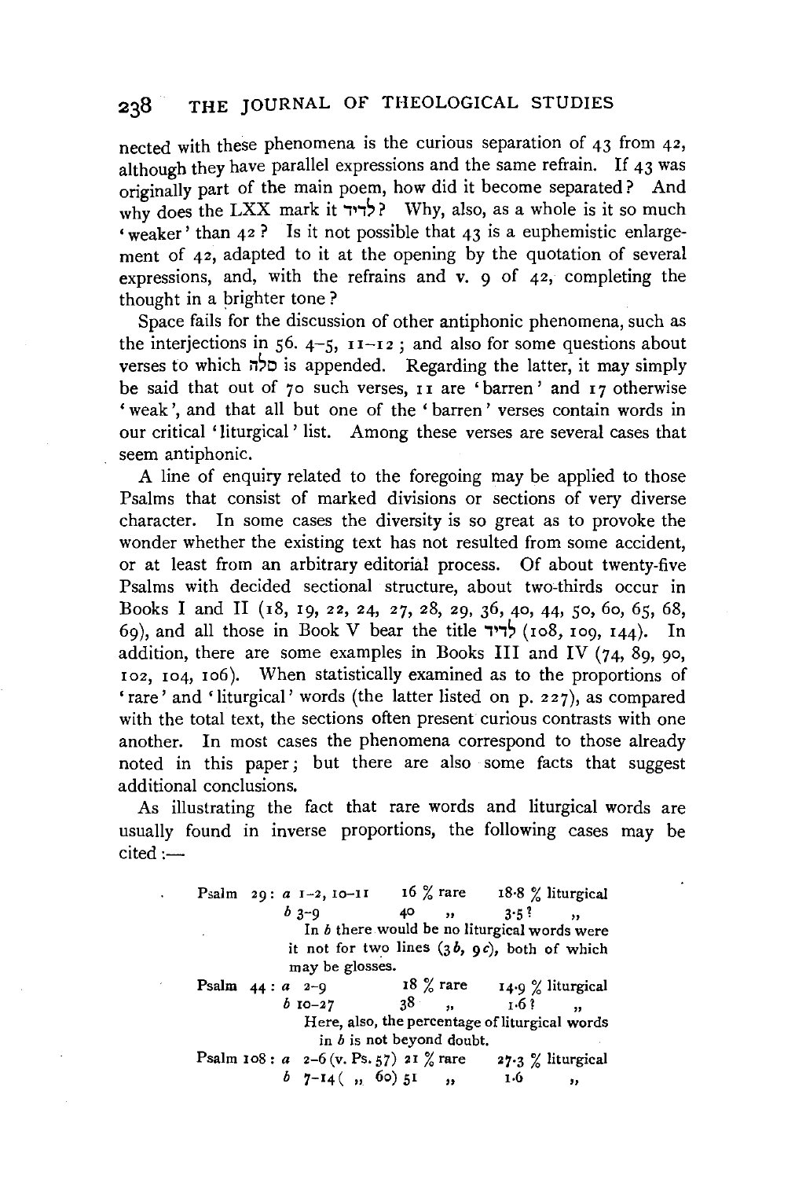nected with these phenomena is the curious separation of 43 from 42, although they have parallel expressions and the same refrain. If 43 was originally part of the main poem, how did it become separated? And why does the LXX mark it לדוד? Why, also, as a whole is it so much 'weaker' than 42? Is it not possible that 43 is a euphemistic enlargement of 42, adapted to it at the opening by the quotation of several expressions, and, with the refrains and v. 9 of 42, completing the thought in a brighter tone?

Space fails for the discussion of other antiphonic phenomena, such as the interjections in 56. 4–5, 11–12; and also for some questions about verses to which סלה is appended. Regarding the latter, it may simply be said that out of 70 such verses, 11 are 'barren' and 17 otherwise 'weak', and that all but one of the 'barren' verses contain words in our critical 'liturgical' list. Among these verses are several cases that seem antiphonic.

A line of enquiry related to the foregoing may be applied to those Psalms that consist of marked divisions or sections of very diverse character. In some cases the diversity is so great as to provoke the wonder whether the existing text has not resulted from some accident, or at least from an arbitrary editorial process. Of about twenty-five Psalms with decided sectional structure, about two-thirds occur in Books I and II (18, 19, 22, 24, 27, 28, 29, 36, 40, 44, 50, 60, 65, 68, 69), and all those in Book V bear the title לדוד (108, 109, 144). In addition, there are some examples in Books III and IV (74, 89, 90, 102, 104, 106). When statistically examined as to the proportions of 'rare' and 'liturgical' words (the latter listed on p. 227), as compared with the total text, the sections often present curious contrasts with one another. In most cases the phenomena correspond to those already noted in this paper; but there are also some facts that suggest additional conclusions.

As illustrating the fact that rare words and liturgical words are usually found in inverse proportions, the following cases may be cited:—

| | | | |
|---|---|---|---|
| Psalm 29: | *a* 1–2, 10–11 | 16 % rare | 18·8 % liturgical |
| | *b* 3–9 | 40 „ | 3·5 ? „ |
| | In *b* there would be no liturgical words were it not for two lines (3 *b*, 9 *c*), both of which may be glosses. | | |
| Psalm 44: | *a* 2–9 | 18 % rare | 14·9 % liturgical |
| | *b* 10–27 | 38 „ | 1·6 ? „ |
| | Here, also, the percentage of liturgical words in *b* is not beyond doubt. | | |
| Psalm 108: | *a* 2–6 (v. Ps. 57) | 21 % rare | 27·3 % liturgical |
| | *b* 7–14 ( „ 60) | 51 „ | 1·6 „ |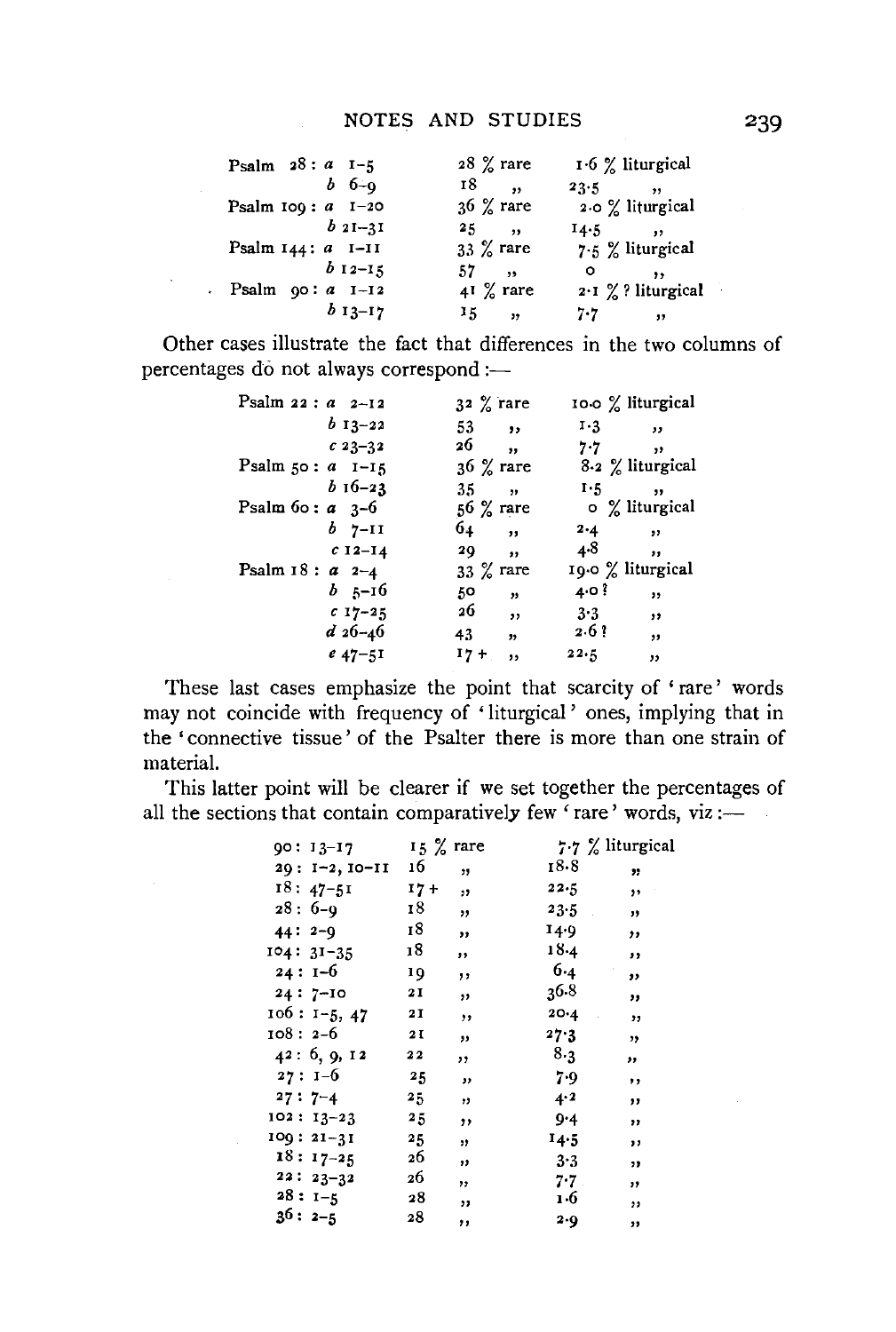| Psalm | Section | Rare | Liturgical |
|---|---|---|---|
| Psalm 28 : | *a* 1–5 | 28 % rare | 1·6 % liturgical |
| | *b* 6–9 | 18 ,, | 23·5 ,, |
| Psalm 109 : | *a* 1–20 | 36 % rare | 2·0 % liturgical |
| | *b* 21–31 | 25 ,, | 14·5 ,, |
| Psalm 144 : | *a* 1–11 | 33 % rare | 7·5 % liturgical |
| | *b* 12–15 | 57 ,, | 0 ,, |
| Psalm 90 : | *a* 1–12 | 41 % rare | 2·1 % ? liturgical |
| | *b* 13–17 | 15 ,, | 7·7 ,, |

Other cases illustrate the fact that differences in the two columns of percentages do not always correspond :—

| Psalm | Section | Rare | Liturgical |
|---|---|---|---|
| Psalm 22 : | *a* 2–12 | 32 % rare | 10·0 % liturgical |
| | *b* 13–22 | 53 ,, | 1·3 ,, |
| | *c* 23–32 | 26 ,, | 7·7 ,, |
| Psalm 50 : | *a* 1–15 | 36 % rare | 8·2 % liturgical |
| | *b* 16–23 | 35 ,, | 1·5 ,, |
| Psalm 60 : | *a* 3–6 | 56 % rare | 0 % liturgical |
| | *b* 7–11 | 64 ,, | 2·4 ,, |
| | *c* 12–14 | 29 ,, | 4·8 ,, |
| Psalm 18 : | *a* 2–4 | 33 % rare | 19·0 % liturgical |
| | *b* 5–16 | 50 ,, | 4·0 ? ,, |
| | *c* 17–25 | 26 ,, | 3·3 ,, |
| | *d* 26–46 | 43 ,, | 2·6 ? ,, |
| | *e* 47–51 | 17 + ,, | 22·5 ,, |

These last cases emphasize the point that scarcity of 'rare' words may not coincide with frequency of 'liturgical' ones, implying that in the 'connective tissue' of the Psalter there is more than one strain of material.

This latter point will be clearer if we set together the percentages of all the sections that contain comparatively few 'rare' words, viz :—

| Section | Rare | Liturgical |
|---|---|---|
| 90 : 13–17 | 15 % rare | 7·7 % liturgical |
| 29 : 1–2, 10–11 | 16 ,, | 18·8 ,, |
| 18 : 47–51 | 17 + ,, | 22·5 ,, |
| 28 : 6–9 | 18 ,, | 23·5 ,, |
| 44 : 2–9 | 18 ,, | 14·9 ,, |
| 104 : 31–35 | 18 ,, | 18·4 ,, |
| 24 : 1–6 | 19 ,, | 6·4 ,, |
| 24 : 7–10 | 21 ,, | 36·8 ,, |
| 106 : 1–5, 47 | 21 ,, | 20·4 ,, |
| 108 : 2–6 | 21 ,, | 27·3 ,, |
| 42 : 6, 9, 12 | 22 ,, | 8·3 ,, |
| 27 : 1–6 | 25 ,, | 7·9 ,, |
| 27 : 7–4 | 25 ,, | 4·2 ,, |
| 102 : 13–23 | 25 ,, | 9·4 ,, |
| 109 : 21–31 | 25 ,, | 14·5 ,, |
| 18 : 17–25 | 26 ,, | 3·3 ,, |
| 22 : 23–32 | 26 ,, | 7·7 ,, |
| 28 : 1–5 | 28 ,, | 1·6 ,, |
| 36 : 2–5 | 28 ,, | 2·9 ,, |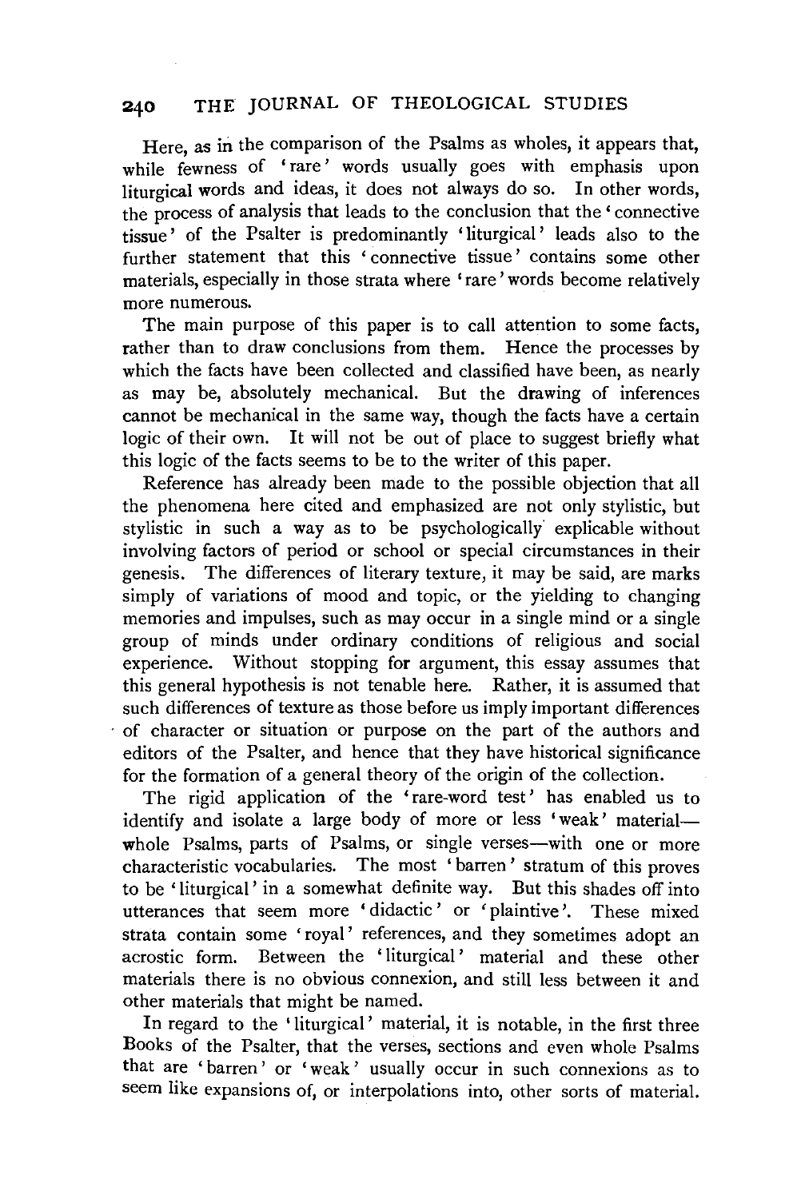Here, as in the comparison of the Psalms as wholes, it appears that, while fewness of 'rare' words usually goes with emphasis upon liturgical words and ideas, it does not always do so. In other words, the process of analysis that leads to the conclusion that the 'connective tissue' of the Psalter is predominantly 'liturgical' leads also to the further statement that this 'connective tissue' contains some other materials, especially in those strata where 'rare' words become relatively more numerous.

The main purpose of this paper is to call attention to some facts, rather than to draw conclusions from them. Hence the processes by which the facts have been collected and classified have been, as nearly as may be, absolutely mechanical. But the drawing of inferences cannot be mechanical in the same way, though the facts have a certain logic of their own. It will not be out of place to suggest briefly what this logic of the facts seems to be to the writer of this paper.

Reference has already been made to the possible objection that all the phenomena here cited and emphasized are not only stylistic, but stylistic in such a way as to be psychologically explicable without involving factors of period or school or special circumstances in their genesis. The differences of literary texture, it may be said, are marks simply of variations of mood and topic, or the yielding to changing memories and impulses, such as may occur in a single mind or a single group of minds under ordinary conditions of religious and social experience. Without stopping for argument, this essay assumes that this general hypothesis is not tenable here. Rather, it is assumed that such differences of texture as those before us imply important differences of character or situation or purpose on the part of the authors and editors of the Psalter, and hence that they have historical significance for the formation of a general theory of the origin of the collection.

The rigid application of the 'rare-word test' has enabled us to identify and isolate a large body of more or less 'weak' material—whole Psalms, parts of Psalms, or single verses—with one or more characteristic vocabularies. The most 'barren' stratum of this proves to be 'liturgical' in a somewhat definite way. But this shades off into utterances that seem more 'didactic' or 'plaintive'. These mixed strata contain some 'royal' references, and they sometimes adopt an acrostic form. Between the 'liturgical' material and these other materials there is no obvious connexion, and still less between it and other materials that might be named.

In regard to the 'liturgical' material, it is notable, in the first three Books of the Psalter, that the verses, sections and even whole Psalms that are 'barren' or 'weak' usually occur in such connexions as to seem like expansions of, or interpolations into, other sorts of material.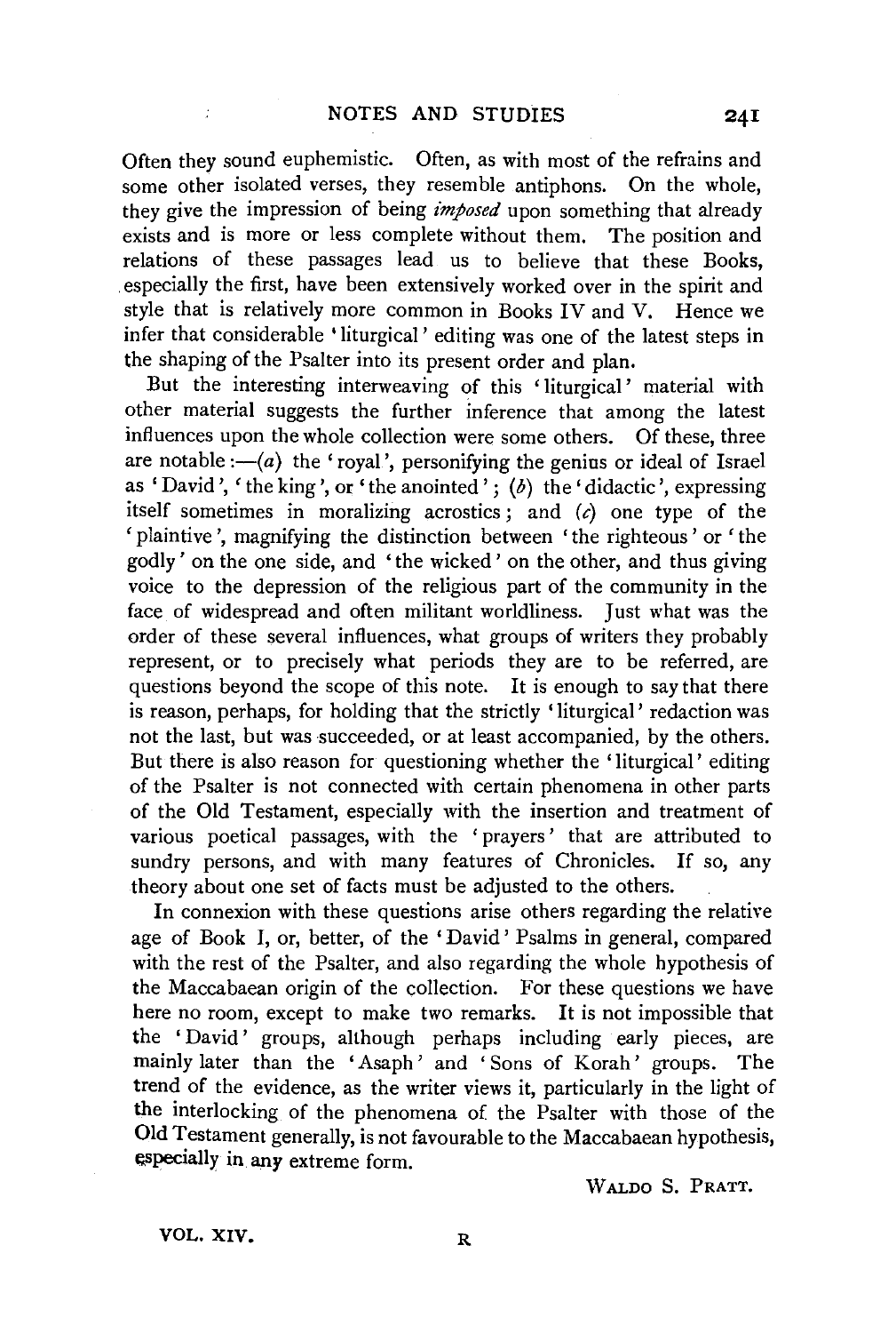Often they sound euphemistic. Often, as with most of the refrains and some other isolated verses, they resemble antiphons. On the whole, they give the impression of being *imposed* upon something that already exists and is more or less complete without them. The position and relations of these passages lead us to believe that these Books, especially the first, have been extensively worked over in the spirit and style that is relatively more common in Books IV and V. Hence we infer that considerable 'liturgical' editing was one of the latest steps in the shaping of the Psalter into its present order and plan.

But the interesting interweaving of this 'liturgical' material with other material suggests the further inference that among the latest influences upon the whole collection were some others. Of these, three are notable:—(*a*) the 'royal', personifying the genius or ideal of Israel as 'David', 'the king', or 'the anointed'; (*b*) the 'didactic', expressing itself sometimes in moralizing acrostics; and (*c*) one type of the 'plaintive', magnifying the distinction between 'the righteous' or 'the godly' on the one side, and 'the wicked' on the other, and thus giving voice to the depression of the religious part of the community in the face of widespread and often militant worldliness. Just what was the order of these several influences, what groups of writers they probably represent, or to precisely what periods they are to be referred, are questions beyond the scope of this note. It is enough to say that there is reason, perhaps, for holding that the strictly 'liturgical' redaction was not the last, but was succeeded, or at least accompanied, by the others. But there is also reason for questioning whether the 'liturgical' editing of the Psalter is not connected with certain phenomena in other parts of the Old Testament, especially with the insertion and treatment of various poetical passages, with the 'prayers' that are attributed to sundry persons, and with many features of Chronicles. If so, any theory about one set of facts must be adjusted to the others.

In connexion with these questions arise others regarding the relative age of Book I, or, better, of the 'David' Psalms in general, compared with the rest of the Psalter, and also regarding the whole hypothesis of the Maccabaean origin of the collection. For these questions we have here no room, except to make two remarks. It is not impossible that the 'David' groups, although perhaps including early pieces, are mainly later than the 'Asaph' and 'Sons of Korah' groups. The trend of the evidence, as the writer views it, particularly in the light of the interlocking of the phenomena of the Psalter with those of the Old Testament generally, is not favourable to the Maccabaean hypothesis, especially in any extreme form.

WALDO S. PRATT.